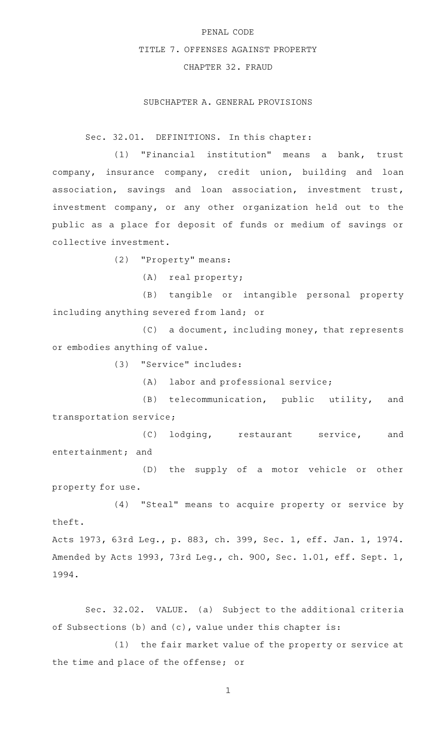# PENAL CODE

## TITLE 7. OFFENSES AGAINST PROPERTY

## CHAPTER 32. FRAUD

### SUBCHAPTER A. GENERAL PROVISIONS

Sec. 32.01. DEFINITIONS. In this chapter:

(1) "Financial institution" means a bank, trust company, insurance company, credit union, building and loan association, savings and loan association, investment trust, investment company, or any other organization held out to the public as a place for deposit of funds or medium of savings or collective investment.

(2) "Property" means:

(A) real property;

(B) tangible or intangible personal property including anything severed from land; or

(C) a document, including money, that represents or embodies anything of value.

(3) "Service" includes:

(A) labor and professional service;

(B) telecommunication, public utility, and transportation service;

(C) lodging, restaurant service, and entertainment; and

(D) the supply of a motor vehicle or other property for use.

(4) "Steal" means to acquire property or service by theft.

Acts 1973, 63rd Leg., p. 883, ch. 399, Sec. 1, eff. Jan. 1, 1974. Amended by Acts 1993, 73rd Leg., ch. 900, Sec. 1.01, eff. Sept. 1, 1994.

Sec. 32.02. VALUE. (a) Subject to the additional criteria of Subsections (b) and (c), value under this chapter is:

(1) the fair market value of the property or service at the time and place of the offense; or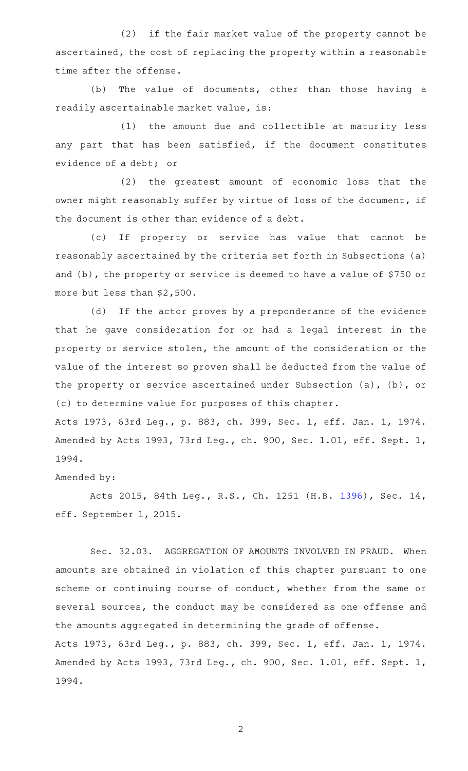(2) if the fair market value of the property cannot be ascertained, the cost of replacing the property within a reasonable time after the offense.

(b) The value of documents, other than those having a readily ascertainable market value, is:

(1) the amount due and collectible at maturity less any part that has been satisfied, if the document constitutes evidence of a debt; or

(2) the greatest amount of economic loss that the owner might reasonably suffer by virtue of loss of the document, if the document is other than evidence of a debt.

(c) If property or service has value that cannot be reasonably ascertained by the criteria set forth in Subsections (a) and (b), the property or service is deemed to have a value of $750 or more but less than $2,500.

(d) If the actor proves by a preponderance of the evidence that he gave consideration for or had a legal interest in the property or service stolen, the amount of the consideration or the value of the interest so proven shall be deducted from the value of the property or service ascertained under Subsection (a), (b), or (c) to determine value for purposes of this chapter.

Acts 1973, 63rd Leg., p. 883, ch. 399, Sec. 1, eff. Jan. 1, 1974. Amended by Acts 1993, 73rd Leg., ch. 900, Sec. 1.01, eff. Sept. 1, 1994.

Amended by:

Acts 2015, 84th Leg., R.S., Ch. 1251 (H.B. 1396), Sec. 14, eff. September 1, 2015.

Sec. 32.03. AGGREGATION OF AMOUNTS INVOLVED IN FRAUD. When amounts are obtained in violation of this chapter pursuant to one scheme or continuing course of conduct, whether from the same or several sources, the conduct may be considered as one offense and the amounts aggregated in determining the grade of offense.

Acts 1973, 63rd Leg., p. 883, ch. 399, Sec. 1, eff. Jan. 1, 1974. Amended by Acts 1993, 73rd Leg., ch. 900, Sec. 1.01, eff. Sept. 1, 1994.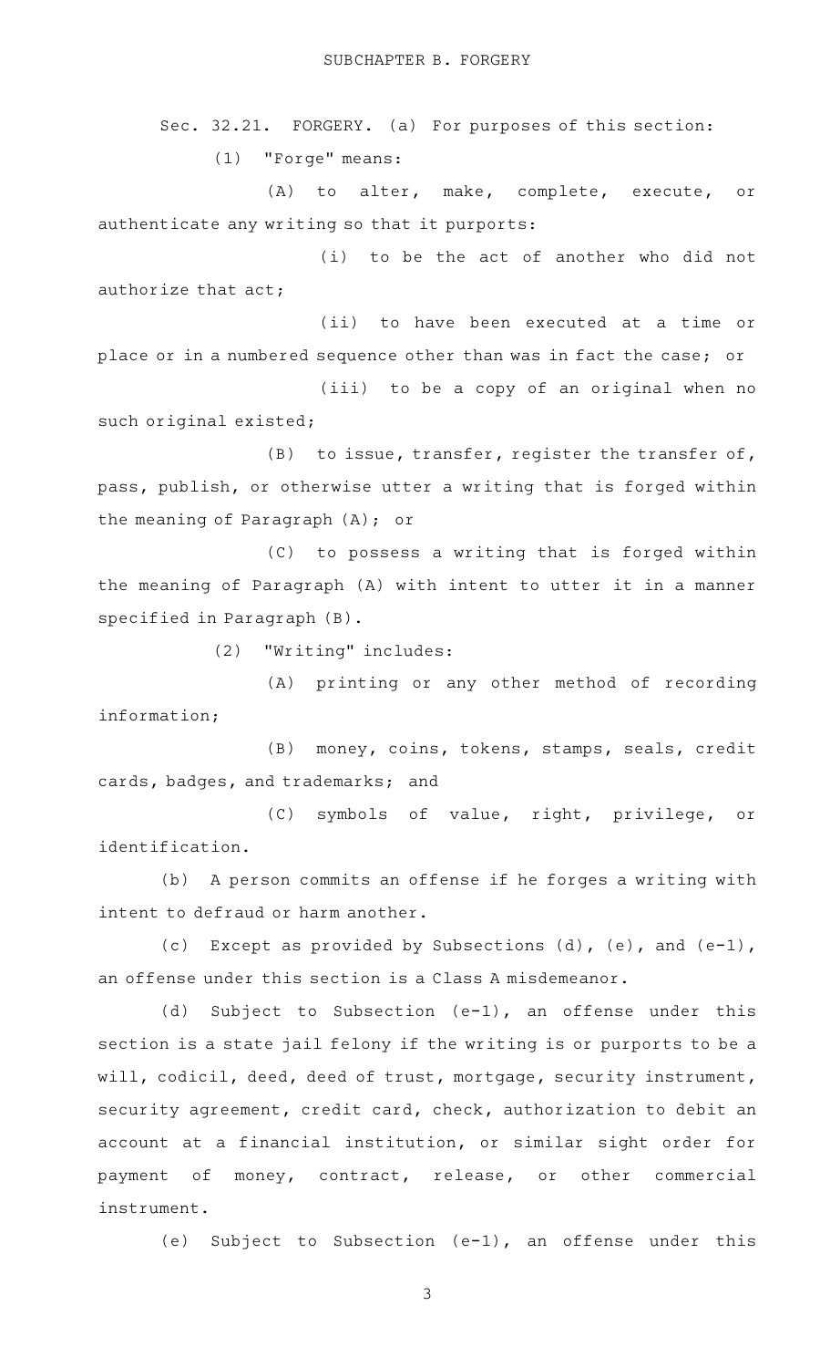## SUBCHAPTER B. FORGERY

Sec. 32.21. FORGERY. (a) For purposes of this section:

(1) "Forge" means:

(A) to alter, make, complete, execute, or authenticate any writing so that it purports:

(i) to be the act of another who did not authorize that act;

(ii) to have been executed at a time or place or in a numbered sequence other than was in fact the case; or

(iii) to be a copy of an original when no such original existed;

(B) to issue, transfer, register the transfer of, pass, publish, or otherwise utter a writing that is forged within the meaning of Paragraph (A); or

(C) to possess a writing that is forged within the meaning of Paragraph (A) with intent to utter it in a manner specified in Paragraph (B).

(2) "Writing" includes:

(A) printing or any other method of recording information;

(B) money, coins, tokens, stamps, seals, credit cards, badges, and trademarks; and

(C) symbols of value, right, privilege, or identification.

(b) A person commits an offense if he forges a writing with intent to defraud or harm another.

(c) Except as provided by Subsections (d), (e), and (e-1), an offense under this section is a Class A misdemeanor.

(d) Subject to Subsection (e-1), an offense under this section is a state jail felony if the writing is or purports to be a will, codicil, deed, deed of trust, mortgage, security instrument, security agreement, credit card, check, authorization to debit an account at a financial institution, or similar sight order for payment of money, contract, release, or other commercial instrument.

(e) Subject to Subsection (e-1), an offense under this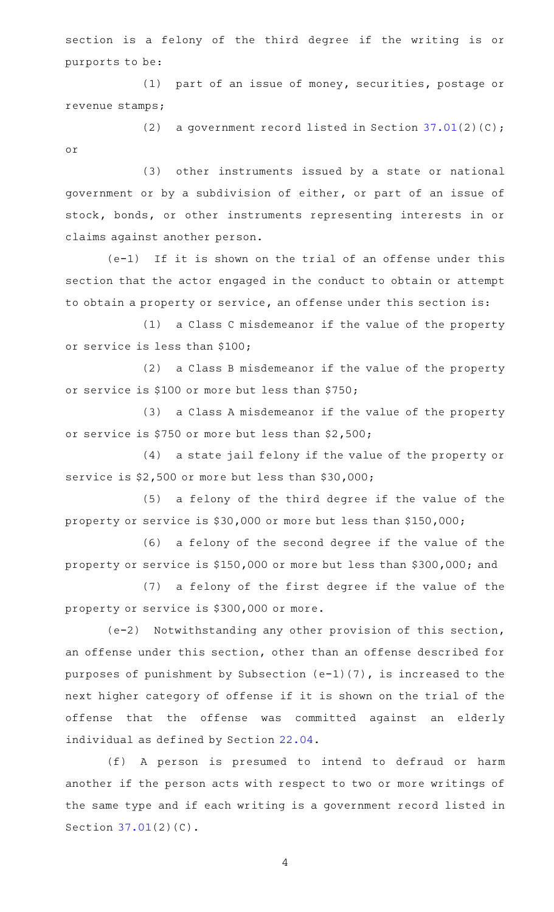section is a felony of the third degree if the writing is or purports to be:

(1) part of an issue of money, securities, postage or revenue stamps;

(2) a government record listed in Section 37.01(2)(C); or

(3) other instruments issued by a state or national government or by a subdivision of either, or part of an issue of stock, bonds, or other instruments representing interests in or claims against another person.

(e-1) If it is shown on the trial of an offense under this section that the actor engaged in the conduct to obtain or attempt to obtain a property or service, an offense under this section is:

(1) a Class C misdemeanor if the value of the property or service is less than $100;

(2) a Class B misdemeanor if the value of the property or service is $100 or more but less than $750;

(3) a Class A misdemeanor if the value of the property or service is $750 or more but less than $2,500;

(4) a state jail felony if the value of the property or service is $2,500 or more but less than $30,000;

(5) a felony of the third degree if the value of the property or service is $30,000 or more but less than $150,000;

(6) a felony of the second degree if the value of the property or service is $150,000 or more but less than $300,000; and

(7) a felony of the first degree if the value of the property or service is $300,000 or more.

(e-2) Notwithstanding any other provision of this section, an offense under this section, other than an offense described for purposes of punishment by Subsection (e-1)(7), is increased to the next higher category of offense if it is shown on the trial of the offense that the offense was committed against an elderly individual as defined by Section 22.04.

(f) A person is presumed to intend to defraud or harm another if the person acts with respect to two or more writings of the same type and if each writing is a government record listed in Section 37.01(2)(C).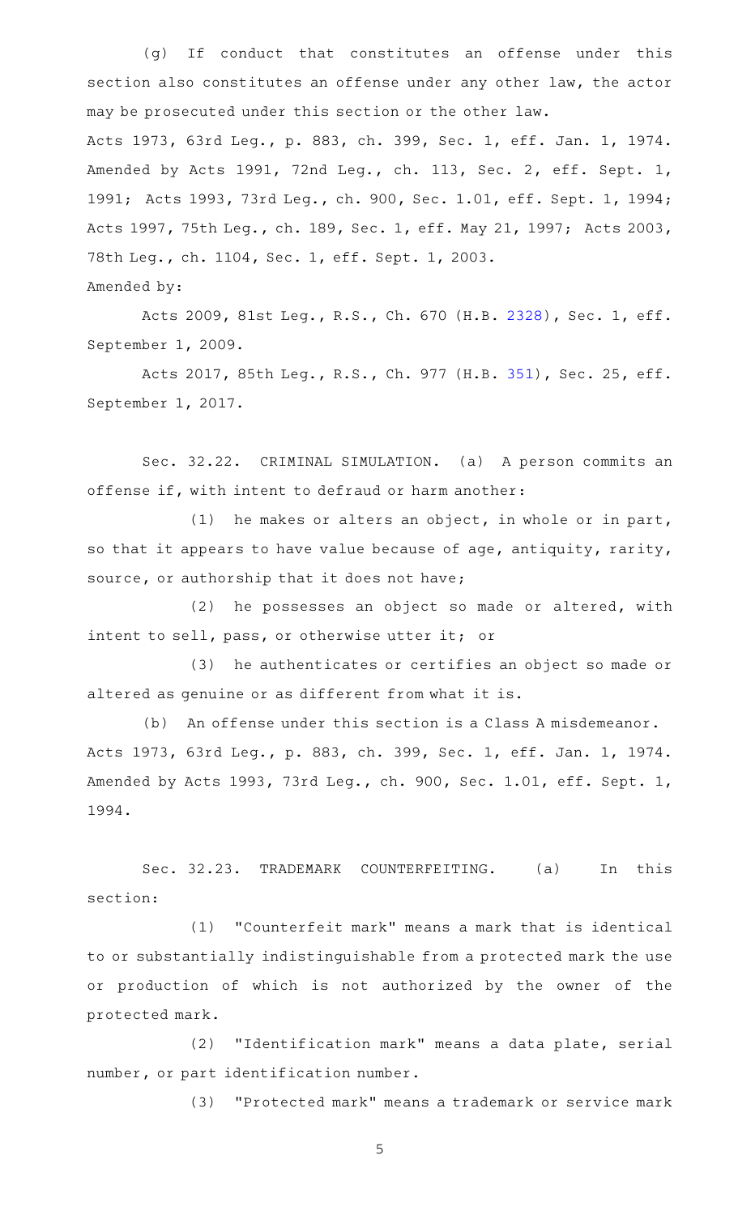(g) If conduct that constitutes an offense under this section also constitutes an offense under any other law, the actor may be prosecuted under this section or the other law.

Acts 1973, 63rd Leg., p. 883, ch. 399, Sec. 1, eff. Jan. 1, 1974. Amended by Acts 1991, 72nd Leg., ch. 113, Sec. 2, eff. Sept. 1, 1991; Acts 1993, 73rd Leg., ch. 900, Sec. 1.01, eff. Sept. 1, 1994; Acts 1997, 75th Leg., ch. 189, Sec. 1, eff. May 21, 1997; Acts 2003, 78th Leg., ch. 1104, Sec. 1, eff. Sept. 1, 2003.

Amended by:

Acts 2009, 81st Leg., R.S., Ch. 670 (H.B. 2328), Sec. 1, eff. September 1, 2009.

Acts 2017, 85th Leg., R.S., Ch. 977 (H.B. 351), Sec. 25, eff. September 1, 2017.

Sec. 32.22. CRIMINAL SIMULATION. (a) A person commits an offense if, with intent to defraud or harm another:

(1) he makes or alters an object, in whole or in part, so that it appears to have value because of age, antiquity, rarity, source, or authorship that it does not have;

(2) he possesses an object so made or altered, with intent to sell, pass, or otherwise utter it; or

(3) he authenticates or certifies an object so made or altered as genuine or as different from what it is.

(b) An offense under this section is a Class A misdemeanor.

Acts 1973, 63rd Leg., p. 883, ch. 399, Sec. 1, eff. Jan. 1, 1974. Amended by Acts 1993, 73rd Leg., ch. 900, Sec. 1.01, eff. Sept. 1, 1994.

Sec. 32.23. TRADEMARK COUNTERFEITING. (a) In this section:

(1) "Counterfeit mark" means a mark that is identical to or substantially indistinguishable from a protected mark the use or production of which is not authorized by the owner of the protected mark.

(2) "Identification mark" means a data plate, serial number, or part identification number.

(3) "Protected mark" means a trademark or service mark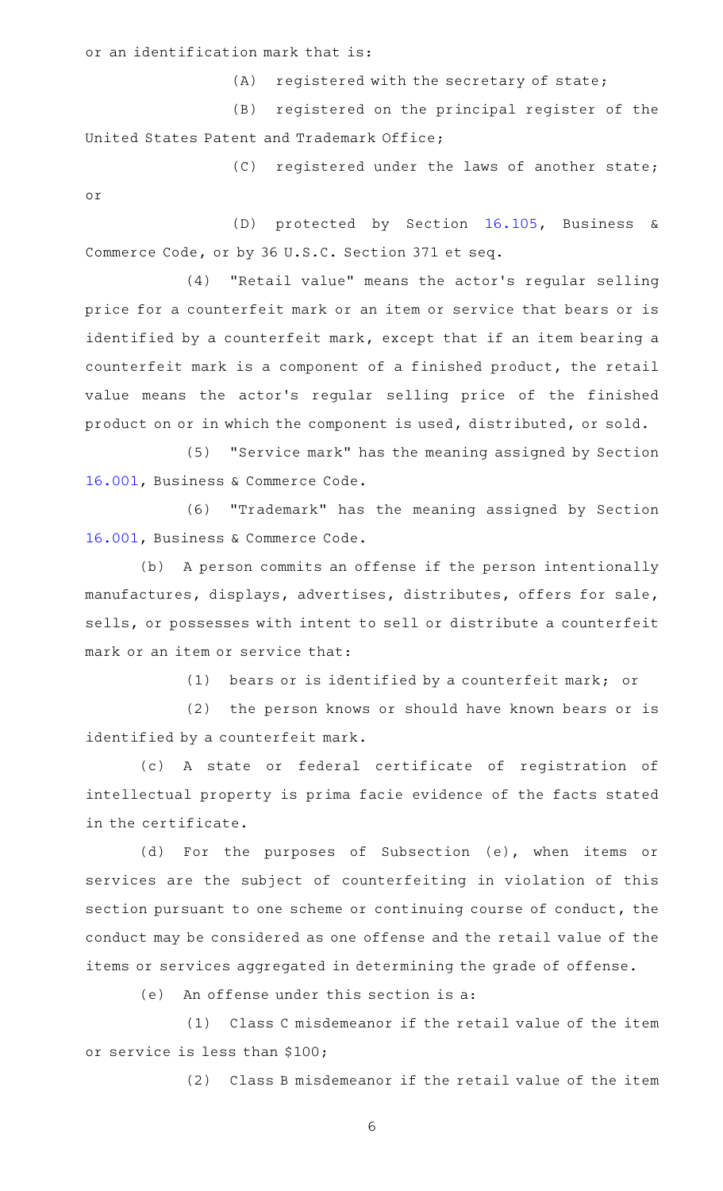or an identification mark that is:

(A) registered with the secretary of state;

(B) registered on the principal register of the United States Patent and Trademark Office;

(C) registered under the laws of another state; or

(D) protected by Section 16.105, Business & Commerce Code, or by 36 U.S.C. Section 371 et seq.

(4) "Retail value" means the actor's regular selling price for a counterfeit mark or an item or service that bears or is identified by a counterfeit mark, except that if an item bearing a counterfeit mark is a component of a finished product, the retail value means the actor's regular selling price of the finished product on or in which the component is used, distributed, or sold.

(5) "Service mark" has the meaning assigned by Section 16.001, Business & Commerce Code.

(6) "Trademark" has the meaning assigned by Section 16.001, Business & Commerce Code.

(b) A person commits an offense if the person intentionally manufactures, displays, advertises, distributes, offers for sale, sells, or possesses with intent to sell or distribute a counterfeit mark or an item or service that:

(1) bears or is identified by a counterfeit mark; or

(2) the person knows or should have known bears or is identified by a counterfeit mark.

(c) A state or federal certificate of registration of intellectual property is prima facie evidence of the facts stated in the certificate.

(d) For the purposes of Subsection (e), when items or services are the subject of counterfeiting in violation of this section pursuant to one scheme or continuing course of conduct, the conduct may be considered as one offense and the retail value of the items or services aggregated in determining the grade of offense.

(e) An offense under this section is a:

(1) Class C misdemeanor if the retail value of the item or service is less than $100;

(2) Class B misdemeanor if the retail value of the item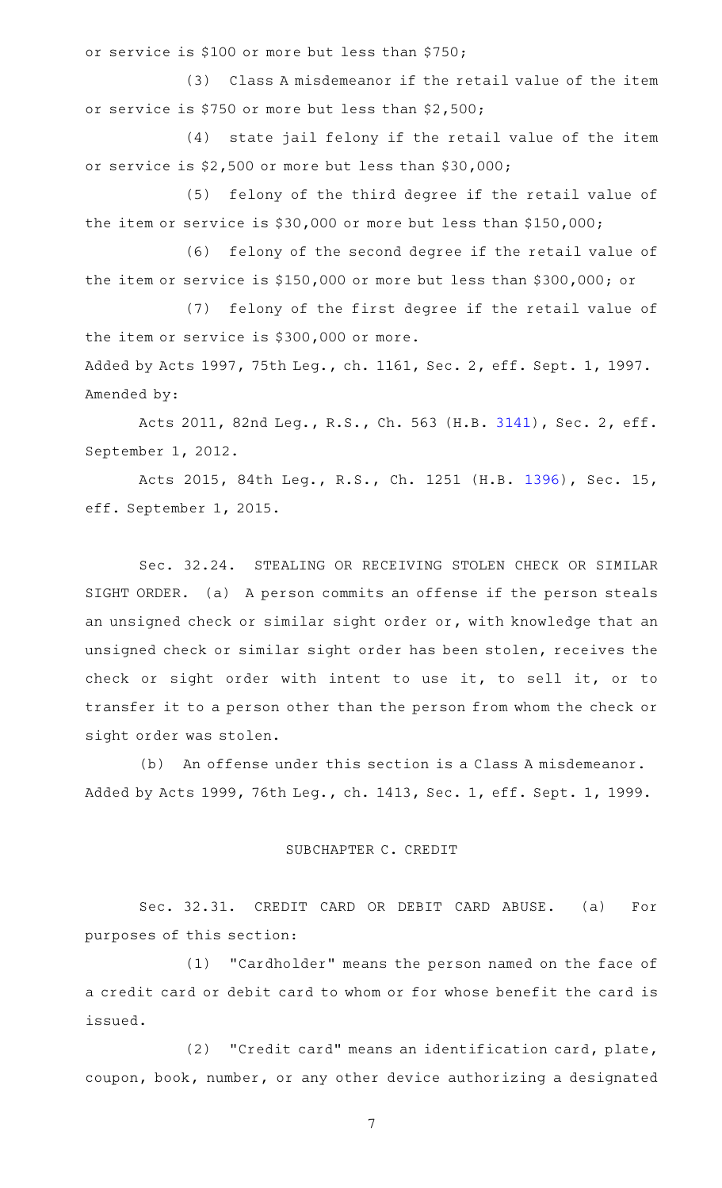or service is $100 or more but less than $750;

(3) Class A misdemeanor if the retail value of the item or service is $750 or more but less than $2,500;

(4) state jail felony if the retail value of the item or service is $2,500 or more but less than $30,000;

(5) felony of the third degree if the retail value of the item or service is $30,000 or more but less than $150,000;

(6) felony of the second degree if the retail value of the item or service is $150,000 or more but less than $300,000; or

(7) felony of the first degree if the retail value of the item or service is $300,000 or more.

Added by Acts 1997, 75th Leg., ch. 1161, Sec. 2, eff. Sept. 1, 1997.
Amended by:

Acts 2011, 82nd Leg., R.S., Ch. 563 (H.B. 3141), Sec. 2, eff. September 1, 2012.

Acts 2015, 84th Leg., R.S., Ch. 1251 (H.B. 1396), Sec. 15, eff. September 1, 2015.

Sec. 32.24. STEALING OR RECEIVING STOLEN CHECK OR SIMILAR SIGHT ORDER. (a) A person commits an offense if the person steals an unsigned check or similar sight order or, with knowledge that an unsigned check or similar sight order has been stolen, receives the check or sight order with intent to use it, to sell it, or to transfer it to a person other than the person from whom the check or sight order was stolen.

(b) An offense under this section is a Class A misdemeanor.

Added by Acts 1999, 76th Leg., ch. 1413, Sec. 1, eff. Sept. 1, 1999.

## SUBCHAPTER C. CREDIT

Sec. 32.31. CREDIT CARD OR DEBIT CARD ABUSE. (a) For purposes of this section:

(1) "Cardholder" means the person named on the face of a credit card or debit card to whom or for whose benefit the card is issued.

(2) "Credit card" means an identification card, plate, coupon, book, number, or any other device authorizing a designated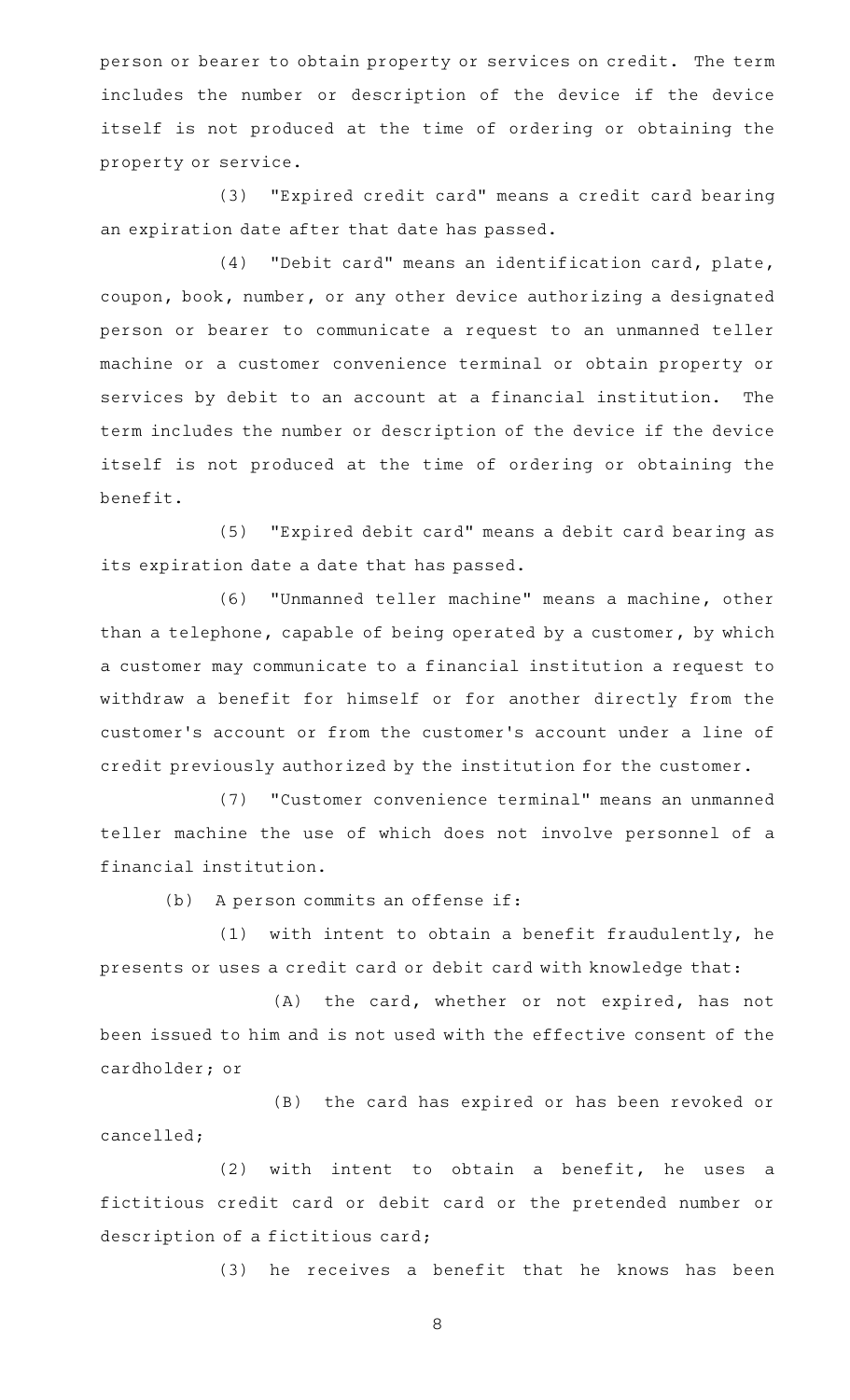person or bearer to obtain property or services on credit. The term includes the number or description of the device if the device itself is not produced at the time of ordering or obtaining the property or service.

(3) "Expired credit card" means a credit card bearing an expiration date after that date has passed.

(4) "Debit card" means an identification card, plate, coupon, book, number, or any other device authorizing a designated person or bearer to communicate a request to an unmanned teller machine or a customer convenience terminal or obtain property or services by debit to an account at a financial institution. The term includes the number or description of the device if the device itself is not produced at the time of ordering or obtaining the benefit.

(5) "Expired debit card" means a debit card bearing as its expiration date a date that has passed.

(6) "Unmanned teller machine" means a machine, other than a telephone, capable of being operated by a customer, by which a customer may communicate to a financial institution a request to withdraw a benefit for himself or for another directly from the customer's account or from the customer's account under a line of credit previously authorized by the institution for the customer.

(7) "Customer convenience terminal" means an unmanned teller machine the use of which does not involve personnel of a financial institution.

(b) A person commits an offense if:

(1) with intent to obtain a benefit fraudulently, he presents or uses a credit card or debit card with knowledge that:

(A) the card, whether or not expired, has not been issued to him and is not used with the effective consent of the cardholder; or

(B) the card has expired or has been revoked or cancelled;

(2) with intent to obtain a benefit, he uses a fictitious credit card or debit card or the pretended number or description of a fictitious card;

(3) he receives a benefit that he knows has been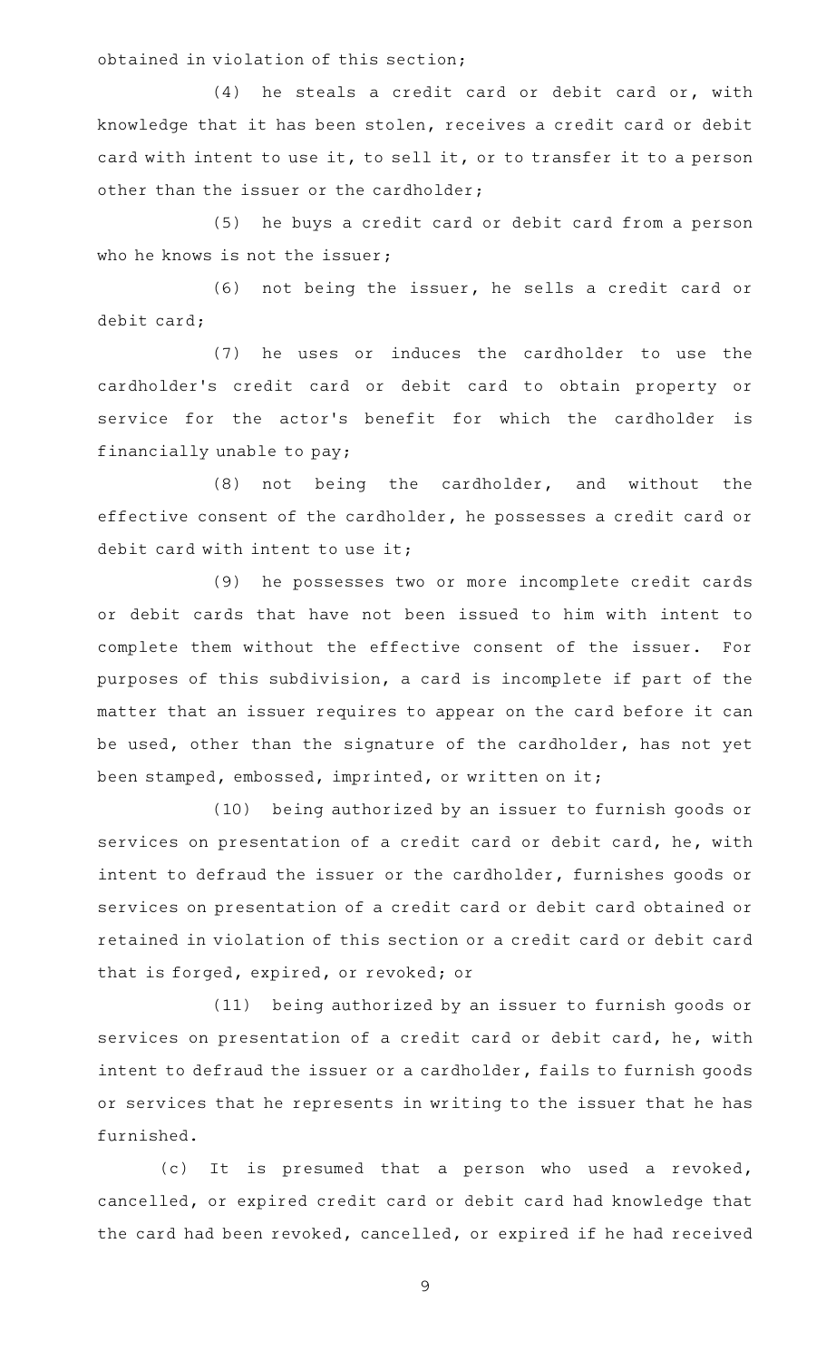obtained in violation of this section;

(4) he steals a credit card or debit card or, with knowledge that it has been stolen, receives a credit card or debit card with intent to use it, to sell it, or to transfer it to a person other than the issuer or the cardholder;

(5) he buys a credit card or debit card from a person who he knows is not the issuer;

(6) not being the issuer, he sells a credit card or debit card;

(7) he uses or induces the cardholder to use the cardholder's credit card or debit card to obtain property or service for the actor's benefit for which the cardholder is financially unable to pay;

(8) not being the cardholder, and without the effective consent of the cardholder, he possesses a credit card or debit card with intent to use it;

(9) he possesses two or more incomplete credit cards or debit cards that have not been issued to him with intent to complete them without the effective consent of the issuer. For purposes of this subdivision, a card is incomplete if part of the matter that an issuer requires to appear on the card before it can be used, other than the signature of the cardholder, has not yet been stamped, embossed, imprinted, or written on it;

(10) being authorized by an issuer to furnish goods or services on presentation of a credit card or debit card, he, with intent to defraud the issuer or the cardholder, furnishes goods or services on presentation of a credit card or debit card obtained or retained in violation of this section or a credit card or debit card that is forged, expired, or revoked; or

(11) being authorized by an issuer to furnish goods or services on presentation of a credit card or debit card, he, with intent to defraud the issuer or a cardholder, fails to furnish goods or services that he represents in writing to the issuer that he has furnished.

(c) It is presumed that a person who used a revoked, cancelled, or expired credit card or debit card had knowledge that the card had been revoked, cancelled, or expired if he had received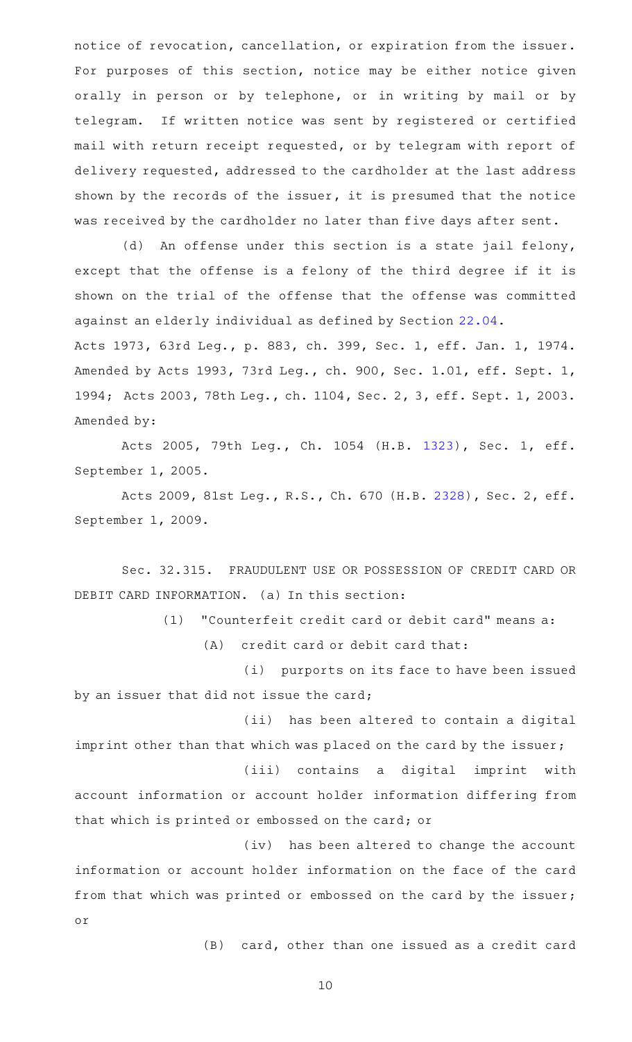notice of revocation, cancellation, or expiration from the issuer. For purposes of this section, notice may be either notice given orally in person or by telephone, or in writing by mail or by telegram. If written notice was sent by registered or certified mail with return receipt requested, or by telegram with report of delivery requested, addressed to the cardholder at the last address shown by the records of the issuer, it is presumed that the notice was received by the cardholder no later than five days after sent.

(d) An offense under this section is a state jail felony, except that the offense is a felony of the third degree if it is shown on the trial of the offense that the offense was committed against an elderly individual as defined by Section 22.04.

Acts 1973, 63rd Leg., p. 883, ch. 399, Sec. 1, eff. Jan. 1, 1974. Amended by Acts 1993, 73rd Leg., ch. 900, Sec. 1.01, eff. Sept. 1, 1994; Acts 2003, 78th Leg., ch. 1104, Sec. 2, 3, eff. Sept. 1, 2003.

Amended by:

Acts 2005, 79th Leg., Ch. 1054 (H.B. 1323), Sec. 1, eff. September 1, 2005.

Acts 2009, 81st Leg., R.S., Ch. 670 (H.B. 2328), Sec. 2, eff. September 1, 2009.

Sec. 32.315. FRAUDULENT USE OR POSSESSION OF CREDIT CARD OR DEBIT CARD INFORMATION. (a) In this section:

(1) "Counterfeit credit card or debit card" means a:

(A) credit card or debit card that:

(i) purports on its face to have been issued by an issuer that did not issue the card;

(ii) has been altered to contain a digital imprint other than that which was placed on the card by the issuer;

(iii) contains a digital imprint with account information or account holder information differing from that which is printed or embossed on the card; or

(iv) has been altered to change the account information or account holder information on the face of the card from that which was printed or embossed on the card by the issuer; or

(B) card, other than one issued as a credit card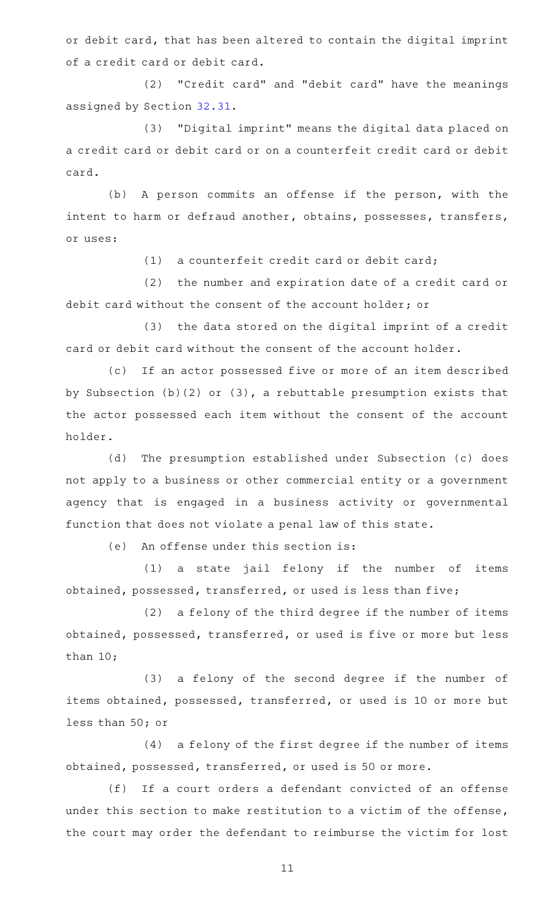or debit card, that has been altered to contain the digital imprint of a credit card or debit card.

(2) "Credit card" and "debit card" have the meanings assigned by Section 32.31.

(3) "Digital imprint" means the digital data placed on a credit card or debit card or on a counterfeit credit card or debit card.

(b) A person commits an offense if the person, with the intent to harm or defraud another, obtains, possesses, transfers, or uses:

(1) a counterfeit credit card or debit card;

(2) the number and expiration date of a credit card or debit card without the consent of the account holder; or

(3) the data stored on the digital imprint of a credit card or debit card without the consent of the account holder.

(c) If an actor possessed five or more of an item described by Subsection (b)(2) or (3), a rebuttable presumption exists that the actor possessed each item without the consent of the account holder.

(d) The presumption established under Subsection (c) does not apply to a business or other commercial entity or a government agency that is engaged in a business activity or governmental function that does not violate a penal law of this state.

(e) An offense under this section is:

(1) a state jail felony if the number of items obtained, possessed, transferred, or used is less than five;

(2) a felony of the third degree if the number of items obtained, possessed, transferred, or used is five or more but less than 10;

(3) a felony of the second degree if the number of items obtained, possessed, transferred, or used is 10 or more but less than 50; or

(4) a felony of the first degree if the number of items obtained, possessed, transferred, or used is 50 or more.

(f) If a court orders a defendant convicted of an offense under this section to make restitution to a victim of the offense, the court may order the defendant to reimburse the victim for lost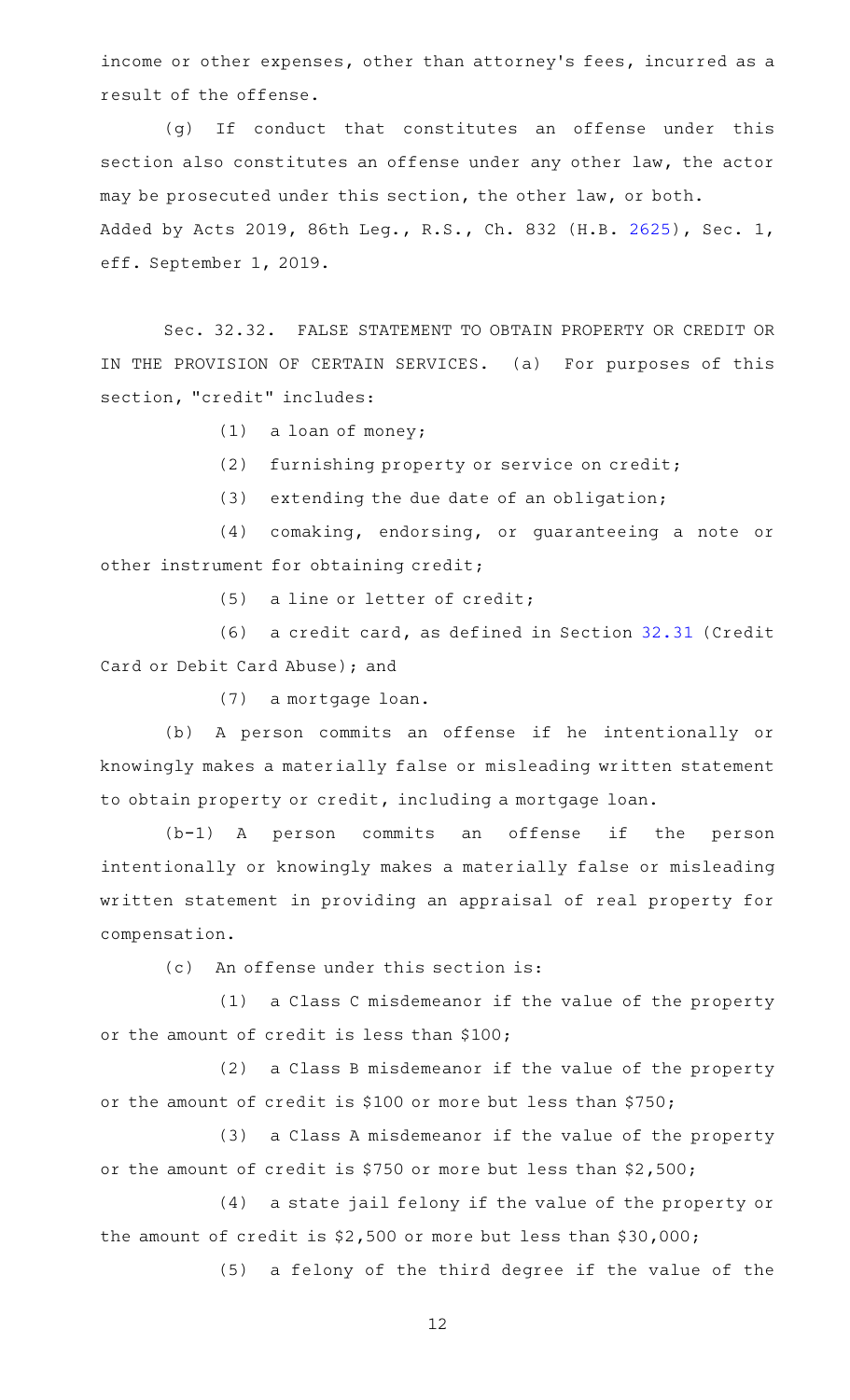income or other expenses, other than attorney's fees, incurred as a result of the offense.

(g) If conduct that constitutes an offense under this section also constitutes an offense under any other law, the actor may be prosecuted under this section, the other law, or both.

Added by Acts 2019, 86th Leg., R.S., Ch. 832 (H.B. 2625), Sec. 1, eff. September 1, 2019.

Sec. 32.32. FALSE STATEMENT TO OBTAIN PROPERTY OR CREDIT OR IN THE PROVISION OF CERTAIN SERVICES. (a) For purposes of this section, "credit" includes:

(1) a loan of money;

(2) furnishing property or service on credit;

(3) extending the due date of an obligation;

(4) comaking, endorsing, or guaranteeing a note or other instrument for obtaining credit;

(5) a line or letter of credit;

(6) a credit card, as defined in Section 32.31 (Credit Card or Debit Card Abuse); and

(7) a mortgage loan.

(b) A person commits an offense if he intentionally or knowingly makes a materially false or misleading written statement to obtain property or credit, including a mortgage loan.

(b-1) A person commits an offense if the person intentionally or knowingly makes a materially false or misleading written statement in providing an appraisal of real property for compensation.

(c) An offense under this section is:

(1) a Class C misdemeanor if the value of the property or the amount of credit is less than $100;

(2) a Class B misdemeanor if the value of the property or the amount of credit is $100 or more but less than $750;

(3) a Class A misdemeanor if the value of the property or the amount of credit is $750 or more but less than $2,500;

(4) a state jail felony if the value of the property or the amount of credit is $2,500 or more but less than $30,000;

(5) a felony of the third degree if the value of the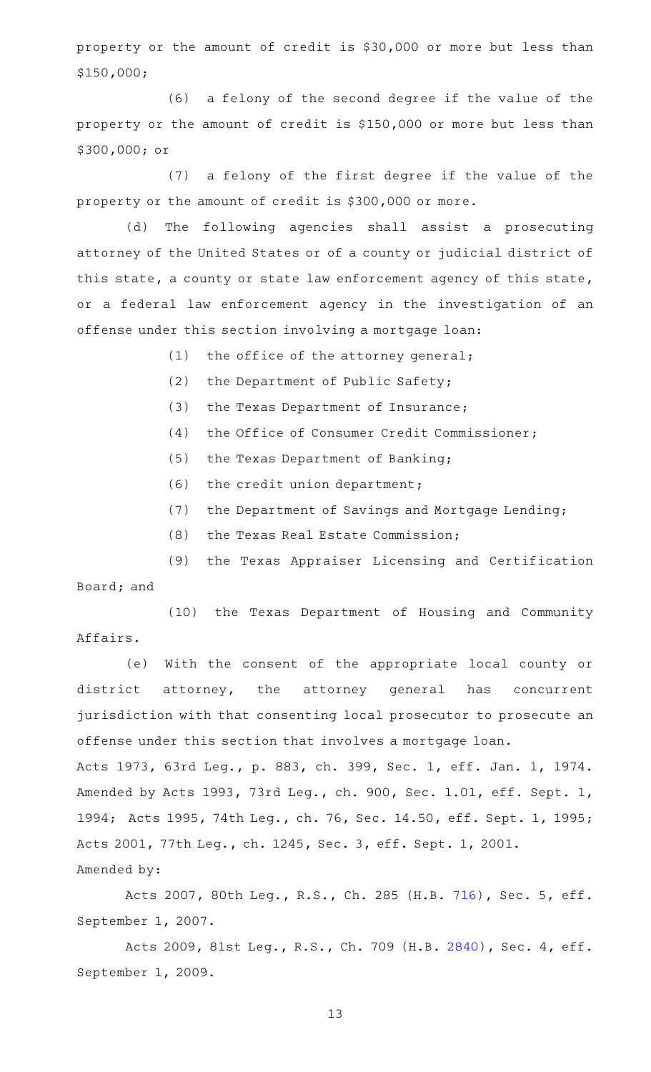property or the amount of credit is $30,000 or more but less than $150,000;

(6) a felony of the second degree if the value of the property or the amount of credit is $150,000 or more but less than $300,000; or

(7) a felony of the first degree if the value of the property or the amount of credit is $300,000 or more.

(d) The following agencies shall assist a prosecuting attorney of the United States or of a county or judicial district of this state, a county or state law enforcement agency of this state, or a federal law enforcement agency in the investigation of an offense under this section involving a mortgage loan:

(1) the office of the attorney general;

(2) the Department of Public Safety;

(3) the Texas Department of Insurance;

(4) the Office of Consumer Credit Commissioner;

(5) the Texas Department of Banking;

(6) the credit union department;

(7) the Department of Savings and Mortgage Lending;

(8) the Texas Real Estate Commission;

(9) the Texas Appraiser Licensing and Certification Board; and

(10) the Texas Department of Housing and Community Affairs.

(e) With the consent of the appropriate local county or district attorney, the attorney general has concurrent jurisdiction with that consenting local prosecutor to prosecute an offense under this section that involves a mortgage loan.

Acts 1973, 63rd Leg., p. 883, ch. 399, Sec. 1, eff. Jan. 1, 1974. Amended by Acts 1993, 73rd Leg., ch. 900, Sec. 1.01, eff. Sept. 1, 1994; Acts 1995, 74th Leg., ch. 76, Sec. 14.50, eff. Sept. 1, 1995; Acts 2001, 77th Leg., ch. 1245, Sec. 3, eff. Sept. 1, 2001.

Amended by:

Acts 2007, 80th Leg., R.S., Ch. 285 (H.B. 716), Sec. 5, eff. September 1, 2007.

Acts 2009, 81st Leg., R.S., Ch. 709 (H.B. 2840), Sec. 4, eff. September 1, 2009.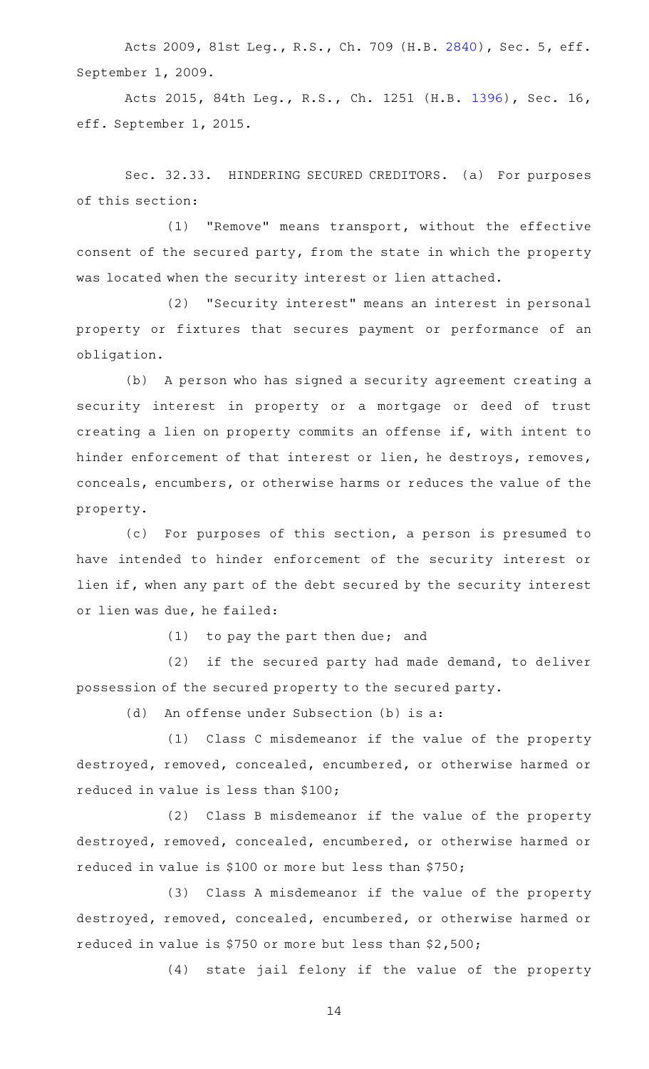Acts 2009, 81st Leg., R.S., Ch. 709 (H.B. 2840), Sec. 5, eff. September 1, 2009.

Acts 2015, 84th Leg., R.S., Ch. 1251 (H.B. 1396), Sec. 16, eff. September 1, 2015.

Sec. 32.33. HINDERING SECURED CREDITORS. (a) For purposes of this section:

(1) "Remove" means transport, without the effective consent of the secured party, from the state in which the property was located when the security interest or lien attached.

(2) "Security interest" means an interest in personal property or fixtures that secures payment or performance of an obligation.

(b) A person who has signed a security agreement creating a security interest in property or a mortgage or deed of trust creating a lien on property commits an offense if, with intent to hinder enforcement of that interest or lien, he destroys, removes, conceals, encumbers, or otherwise harms or reduces the value of the property.

(c) For purposes of this section, a person is presumed to have intended to hinder enforcement of the security interest or lien if, when any part of the debt secured by the security interest or lien was due, he failed:

(1) to pay the part then due; and

(2) if the secured party had made demand, to deliver possession of the secured property to the secured party.

(d) An offense under Subsection (b) is a:

(1) Class C misdemeanor if the value of the property destroyed, removed, concealed, encumbered, or otherwise harmed or reduced in value is less than $100;

(2) Class B misdemeanor if the value of the property destroyed, removed, concealed, encumbered, or otherwise harmed or reduced in value is $100 or more but less than $750;

(3) Class A misdemeanor if the value of the property destroyed, removed, concealed, encumbered, or otherwise harmed or reduced in value is $750 or more but less than $2,500;

(4) state jail felony if the value of the property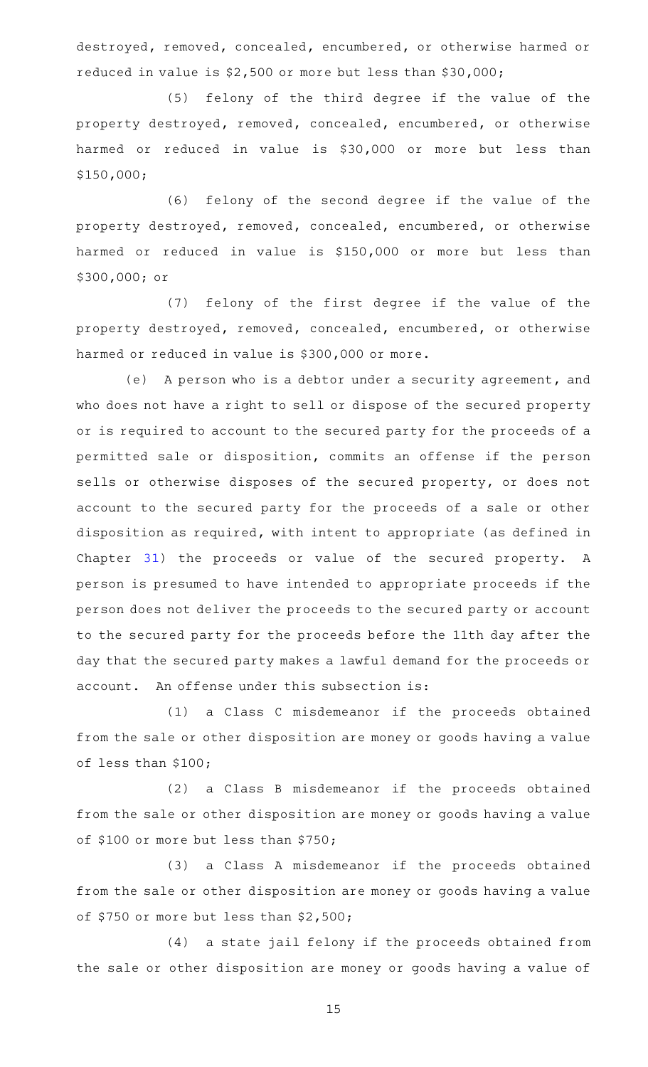destroyed, removed, concealed, encumbered, or otherwise harmed or reduced in value is $2,500 or more but less than $30,000;

(5) felony of the third degree if the value of the property destroyed, removed, concealed, encumbered, or otherwise harmed or reduced in value is $30,000 or more but less than $150,000;

(6) felony of the second degree if the value of the property destroyed, removed, concealed, encumbered, or otherwise harmed or reduced in value is $150,000 or more but less than $300,000; or

(7) felony of the first degree if the value of the property destroyed, removed, concealed, encumbered, or otherwise harmed or reduced in value is $300,000 or more.

(e) A person who is a debtor under a security agreement, and who does not have a right to sell or dispose of the secured property or is required to account to the secured party for the proceeds of a permitted sale or disposition, commits an offense if the person sells or otherwise disposes of the secured property, or does not account to the secured party for the proceeds of a sale or other disposition as required, with intent to appropriate (as defined in Chapter 31) the proceeds or value of the secured property. A person is presumed to have intended to appropriate proceeds if the person does not deliver the proceeds to the secured party or account to the secured party for the proceeds before the 11th day after the day that the secured party makes a lawful demand for the proceeds or account. An offense under this subsection is:

(1) a Class C misdemeanor if the proceeds obtained from the sale or other disposition are money or goods having a value of less than $100;

(2) a Class B misdemeanor if the proceeds obtained from the sale or other disposition are money or goods having a value of $100 or more but less than $750;

(3) a Class A misdemeanor if the proceeds obtained from the sale or other disposition are money or goods having a value of $750 or more but less than $2,500;

(4) a state jail felony if the proceeds obtained from the sale or other disposition are money or goods having a value of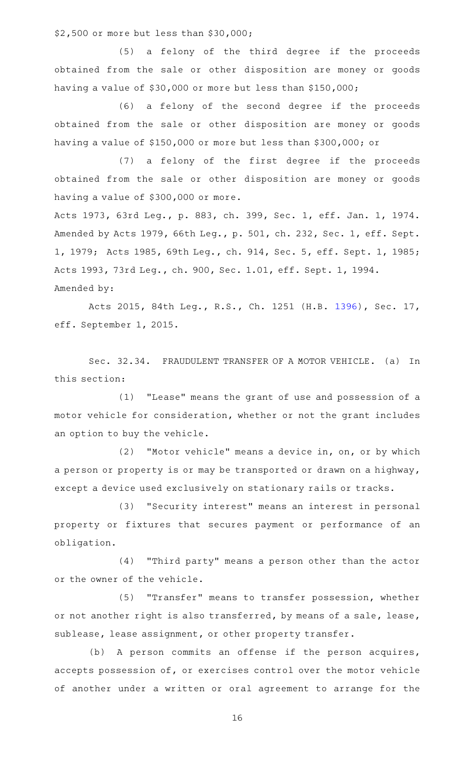$2,500 or more but less than $30,000;

(5) a felony of the third degree if the proceeds obtained from the sale or other disposition are money or goods having a value of $30,000 or more but less than $150,000;

(6) a felony of the second degree if the proceeds obtained from the sale or other disposition are money or goods having a value of $150,000 or more but less than $300,000; or

(7) a felony of the first degree if the proceeds obtained from the sale or other disposition are money or goods having a value of $300,000 or more.

Acts 1973, 63rd Leg., p. 883, ch. 399, Sec. 1, eff. Jan. 1, 1974. Amended by Acts 1979, 66th Leg., p. 501, ch. 232, Sec. 1, eff. Sept. 1, 1979; Acts 1985, 69th Leg., ch. 914, Sec. 5, eff. Sept. 1, 1985; Acts 1993, 73rd Leg., ch. 900, Sec. 1.01, eff. Sept. 1, 1994.

Amended by:

Acts 2015, 84th Leg., R.S., Ch. 1251 (H.B. 1396), Sec. 17, eff. September 1, 2015.

Sec. 32.34. FRAUDULENT TRANSFER OF A MOTOR VEHICLE. (a) In this section:

(1) "Lease" means the grant of use and possession of a motor vehicle for consideration, whether or not the grant includes an option to buy the vehicle.

(2) "Motor vehicle" means a device in, on, or by which a person or property is or may be transported or drawn on a highway, except a device used exclusively on stationary rails or tracks.

(3) "Security interest" means an interest in personal property or fixtures that secures payment or performance of an obligation.

(4) "Third party" means a person other than the actor or the owner of the vehicle.

(5) "Transfer" means to transfer possession, whether or not another right is also transferred, by means of a sale, lease, sublease, lease assignment, or other property transfer.

(b) A person commits an offense if the person acquires, accepts possession of, or exercises control over the motor vehicle of another under a written or oral agreement to arrange for the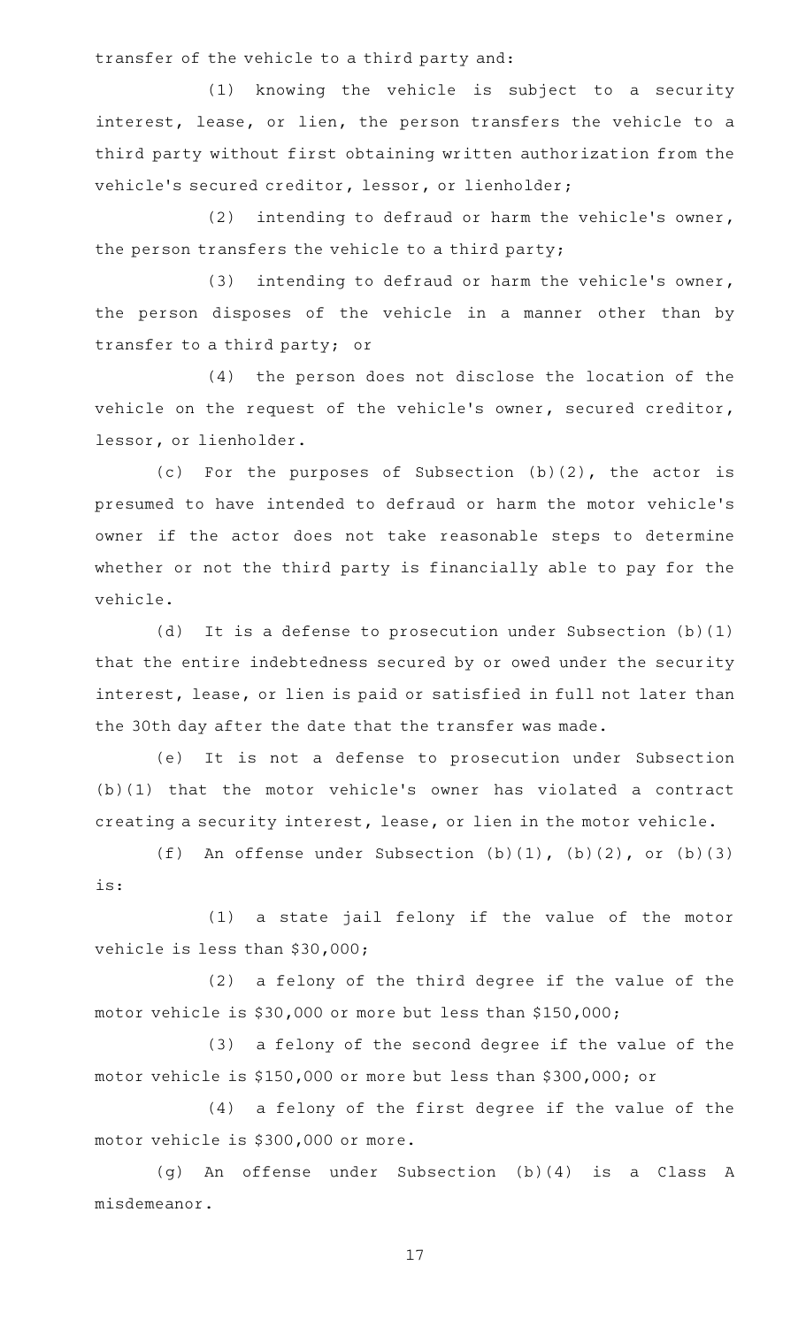transfer of the vehicle to a third party and:

(1) knowing the vehicle is subject to a security interest, lease, or lien, the person transfers the vehicle to a third party without first obtaining written authorization from the vehicle's secured creditor, lessor, or lienholder;

(2) intending to defraud or harm the vehicle's owner, the person transfers the vehicle to a third party;

(3) intending to defraud or harm the vehicle's owner, the person disposes of the vehicle in a manner other than by transfer to a third party; or

(4) the person does not disclose the location of the vehicle on the request of the vehicle's owner, secured creditor, lessor, or lienholder.

(c) For the purposes of Subsection (b)(2), the actor is presumed to have intended to defraud or harm the motor vehicle's owner if the actor does not take reasonable steps to determine whether or not the third party is financially able to pay for the vehicle.

(d) It is a defense to prosecution under Subsection (b)(1) that the entire indebtedness secured by or owed under the security interest, lease, or lien is paid or satisfied in full not later than the 30th day after the date that the transfer was made.

(e) It is not a defense to prosecution under Subsection (b)(1) that the motor vehicle's owner has violated a contract creating a security interest, lease, or lien in the motor vehicle.

(f) An offense under Subsection (b)(1), (b)(2), or (b)(3) is:

(1) a state jail felony if the value of the motor vehicle is less than $30,000;

(2) a felony of the third degree if the value of the motor vehicle is $30,000 or more but less than $150,000;

(3) a felony of the second degree if the value of the motor vehicle is $150,000 or more but less than $300,000; or

(4) a felony of the first degree if the value of the motor vehicle is $300,000 or more.

(g) An offense under Subsection (b)(4) is a Class A misdemeanor.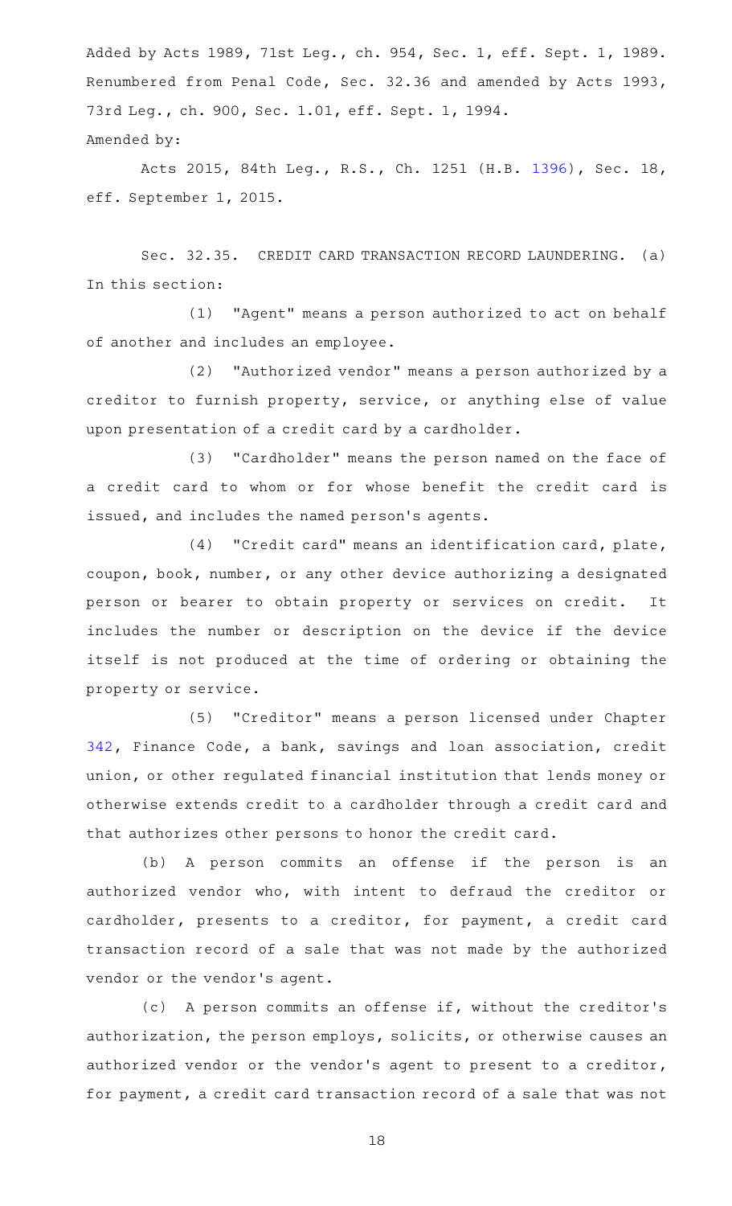Added by Acts 1989, 71st Leg., ch. 954, Sec. 1, eff. Sept. 1, 1989. Renumbered from Penal Code, Sec. 32.36 and amended by Acts 1993, 73rd Leg., ch. 900, Sec. 1.01, eff. Sept. 1, 1994.

Amended by:

Acts 2015, 84th Leg., R.S., Ch. 1251 (H.B. 1396), Sec. 18, eff. September 1, 2015.

Sec. 32.35. CREDIT CARD TRANSACTION RECORD LAUNDERING. (a) In this section:

(1) "Agent" means a person authorized to act on behalf of another and includes an employee.

(2) "Authorized vendor" means a person authorized by a creditor to furnish property, service, or anything else of value upon presentation of a credit card by a cardholder.

(3) "Cardholder" means the person named on the face of a credit card to whom or for whose benefit the credit card is issued, and includes the named person's agents.

(4) "Credit card" means an identification card, plate, coupon, book, number, or any other device authorizing a designated person or bearer to obtain property or services on credit. It includes the number or description on the device if the device itself is not produced at the time of ordering or obtaining the property or service.

(5) "Creditor" means a person licensed under Chapter 342, Finance Code, a bank, savings and loan association, credit union, or other regulated financial institution that lends money or otherwise extends credit to a cardholder through a credit card and that authorizes other persons to honor the credit card.

(b) A person commits an offense if the person is an authorized vendor who, with intent to defraud the creditor or cardholder, presents to a creditor, for payment, a credit card transaction record of a sale that was not made by the authorized vendor or the vendor's agent.

(c) A person commits an offense if, without the creditor's authorization, the person employs, solicits, or otherwise causes an authorized vendor or the vendor's agent to present to a creditor, for payment, a credit card transaction record of a sale that was not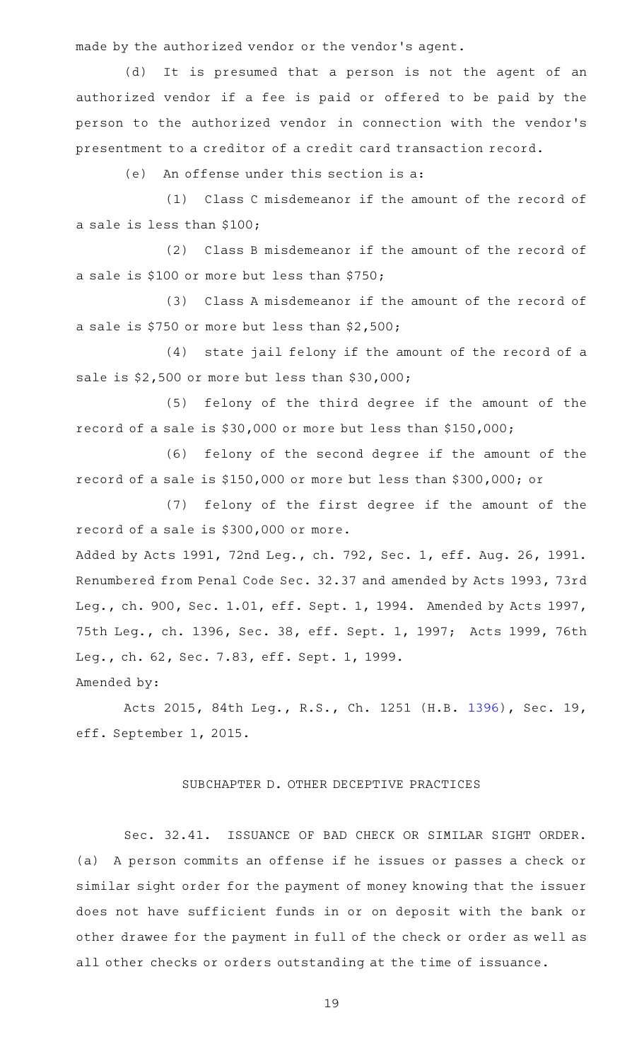made by the authorized vendor or the vendor's agent.

(d) It is presumed that a person is not the agent of an authorized vendor if a fee is paid or offered to be paid by the person to the authorized vendor in connection with the vendor's presentment to a creditor of a credit card transaction record.

(e) An offense under this section is a:

(1) Class C misdemeanor if the amount of the record of a sale is less than $100;

(2) Class B misdemeanor if the amount of the record of a sale is $100 or more but less than $750;

(3) Class A misdemeanor if the amount of the record of a sale is $750 or more but less than $2,500;

(4) state jail felony if the amount of the record of a sale is $2,500 or more but less than $30,000;

(5) felony of the third degree if the amount of the record of a sale is $30,000 or more but less than $150,000;

(6) felony of the second degree if the amount of the record of a sale is $150,000 or more but less than $300,000; or

(7) felony of the first degree if the amount of the record of a sale is $300,000 or more.

Added by Acts 1991, 72nd Leg., ch. 792, Sec. 1, eff. Aug. 26, 1991. Renumbered from Penal Code Sec. 32.37 and amended by Acts 1993, 73rd Leg., ch. 900, Sec. 1.01, eff. Sept. 1, 1994. Amended by Acts 1997, 75th Leg., ch. 1396, Sec. 38, eff. Sept. 1, 1997; Acts 1999, 76th Leg., ch. 62, Sec. 7.83, eff. Sept. 1, 1999.

Amended by:

Acts 2015, 84th Leg., R.S., Ch. 1251 (H.B. 1396), Sec. 19, eff. September 1, 2015.

## SUBCHAPTER D. OTHER DECEPTIVE PRACTICES

Sec. 32.41. ISSUANCE OF BAD CHECK OR SIMILAR SIGHT ORDER. (a) A person commits an offense if he issues or passes a check or similar sight order for the payment of money knowing that the issuer does not have sufficient funds in or on deposit with the bank or other drawee for the payment in full of the check or order as well as all other checks or orders outstanding at the time of issuance.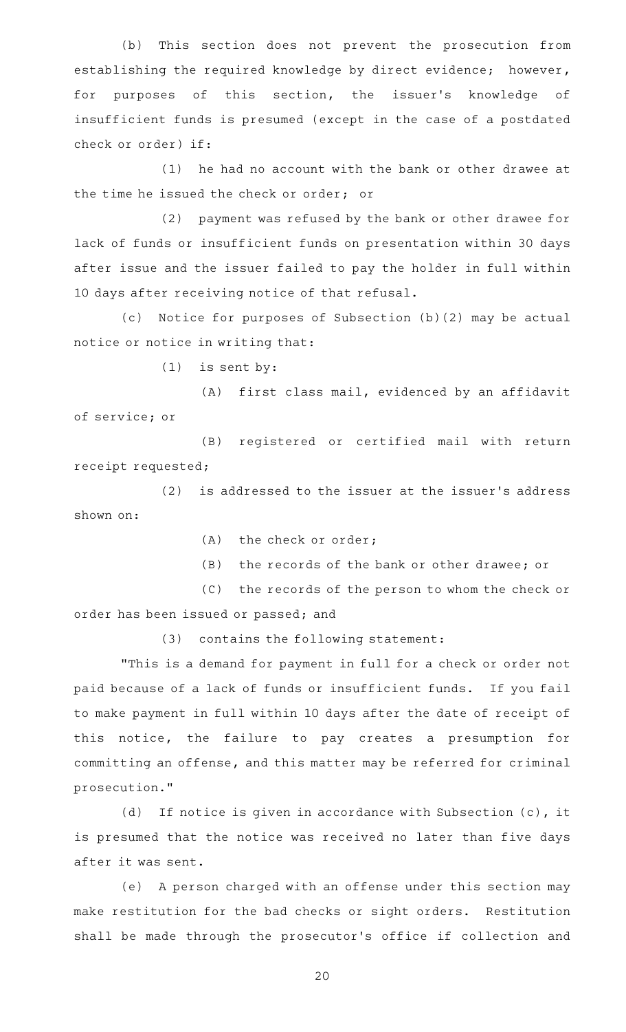(b) This section does not prevent the prosecution from establishing the required knowledge by direct evidence; however, for purposes of this section, the issuer's knowledge of insufficient funds is presumed (except in the case of a postdated check or order) if:

(1) he had no account with the bank or other drawee at the time he issued the check or order; or

(2) payment was refused by the bank or other drawee for lack of funds or insufficient funds on presentation within 30 days after issue and the issuer failed to pay the holder in full within 10 days after receiving notice of that refusal.

(c) Notice for purposes of Subsection (b)(2) may be actual notice or notice in writing that:

(1) is sent by:

(A) first class mail, evidenced by an affidavit of service; or

(B) registered or certified mail with return receipt requested;

(2) is addressed to the issuer at the issuer's address shown on:

(A) the check or order;

(B) the records of the bank or other drawee; or

(C) the records of the person to whom the check or order has been issued or passed; and

(3) contains the following statement:

"This is a demand for payment in full for a check or order not paid because of a lack of funds or insufficient funds. If you fail to make payment in full within 10 days after the date of receipt of this notice, the failure to pay creates a presumption for committing an offense, and this matter may be referred for criminal prosecution."

(d) If notice is given in accordance with Subsection (c), it is presumed that the notice was received no later than five days after it was sent.

(e) A person charged with an offense under this section may make restitution for the bad checks or sight orders. Restitution shall be made through the prosecutor's office if collection and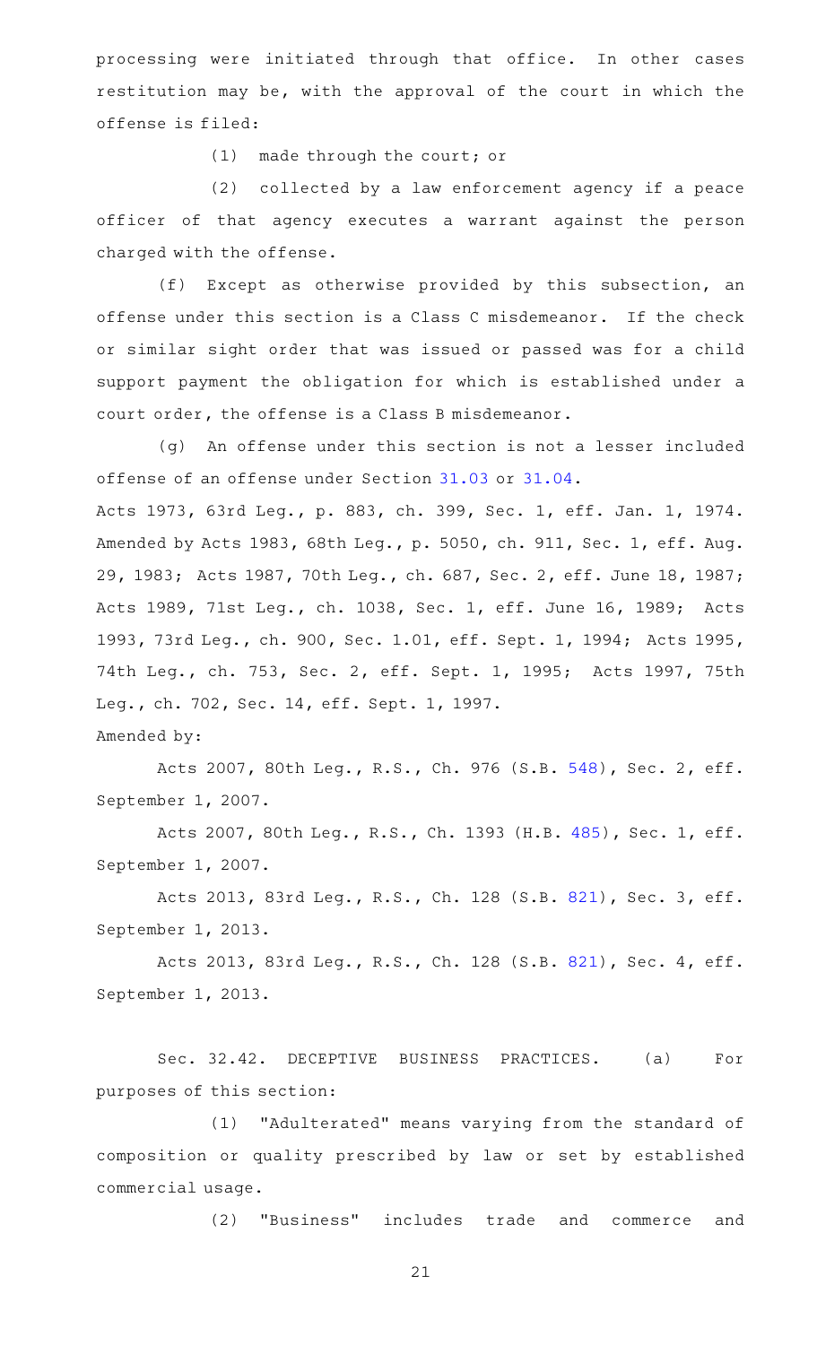processing were initiated through that office. In other cases restitution may be, with the approval of the court in which the offense is filed:

(1) made through the court; or

(2) collected by a law enforcement agency if a peace officer of that agency executes a warrant against the person charged with the offense.

(f) Except as otherwise provided by this subsection, an offense under this section is a Class C misdemeanor. If the check or similar sight order that was issued or passed was for a child support payment the obligation for which is established under a court order, the offense is a Class B misdemeanor.

(g) An offense under this section is not a lesser included offense of an offense under Section 31.03 or 31.04.

Acts 1973, 63rd Leg., p. 883, ch. 399, Sec. 1, eff. Jan. 1, 1974. Amended by Acts 1983, 68th Leg., p. 5050, ch. 911, Sec. 1, eff. Aug. 29, 1983; Acts 1987, 70th Leg., ch. 687, Sec. 2, eff. June 18, 1987; Acts 1989, 71st Leg., ch. 1038, Sec. 1, eff. June 16, 1989; Acts 1993, 73rd Leg., ch. 900, Sec. 1.01, eff. Sept. 1, 1994; Acts 1995, 74th Leg., ch. 753, Sec. 2, eff. Sept. 1, 1995; Acts 1997, 75th Leg., ch. 702, Sec. 14, eff. Sept. 1, 1997.

Amended by:

Acts 2007, 80th Leg., R.S., Ch. 976 (S.B. 548), Sec. 2, eff. September 1, 2007.

Acts 2007, 80th Leg., R.S., Ch. 1393 (H.B. 485), Sec. 1, eff. September 1, 2007.

Acts 2013, 83rd Leg., R.S., Ch. 128 (S.B. 821), Sec. 3, eff. September 1, 2013.

Acts 2013, 83rd Leg., R.S., Ch. 128 (S.B. 821), Sec. 4, eff. September 1, 2013.

Sec. 32.42. DECEPTIVE BUSINESS PRACTICES. (a) For purposes of this section:

(1) "Adulterated" means varying from the standard of composition or quality prescribed by law or set by established commercial usage.

(2) "Business" includes trade and commerce and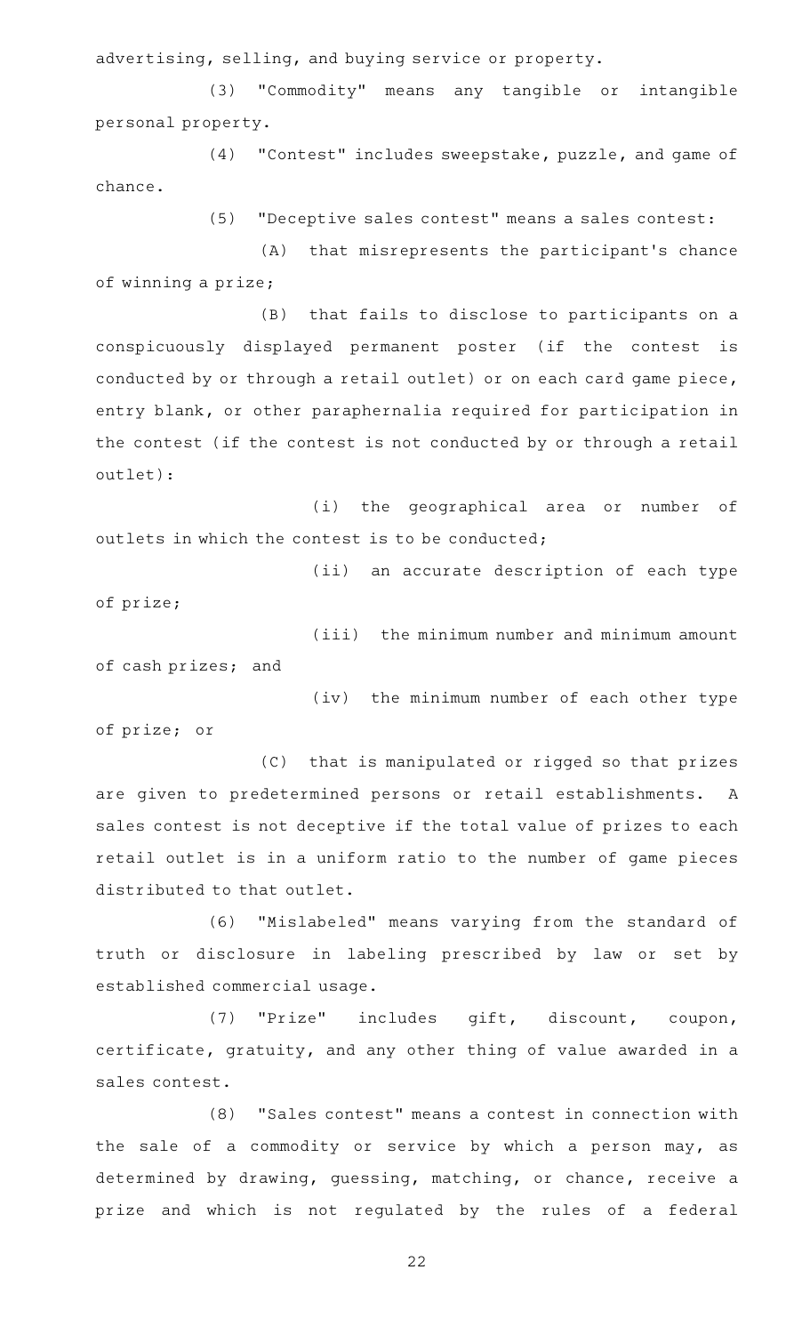advertising, selling, and buying service or property.

(3) "Commodity" means any tangible or intangible personal property.

(4) "Contest" includes sweepstake, puzzle, and game of chance.

(5) "Deceptive sales contest" means a sales contest:

(A) that misrepresents the participant's chance of winning a prize;

(B) that fails to disclose to participants on a conspicuously displayed permanent poster (if the contest is conducted by or through a retail outlet) or on each card game piece, entry blank, or other paraphernalia required for participation in the contest (if the contest is not conducted by or through a retail outlet):

(i) the geographical area or number of outlets in which the contest is to be conducted;

(ii) an accurate description of each type of prize;

(iii) the minimum number and minimum amount of cash prizes; and

(iv) the minimum number of each other type of prize; or

(C) that is manipulated or rigged so that prizes are given to predetermined persons or retail establishments. A sales contest is not deceptive if the total value of prizes to each retail outlet is in a uniform ratio to the number of game pieces distributed to that outlet.

(6) "Mislabeled" means varying from the standard of truth or disclosure in labeling prescribed by law or set by established commercial usage.

(7) "Prize" includes gift, discount, coupon, certificate, gratuity, and any other thing of value awarded in a sales contest.

(8) "Sales contest" means a contest in connection with the sale of a commodity or service by which a person may, as determined by drawing, guessing, matching, or chance, receive a prize and which is not regulated by the rules of a federal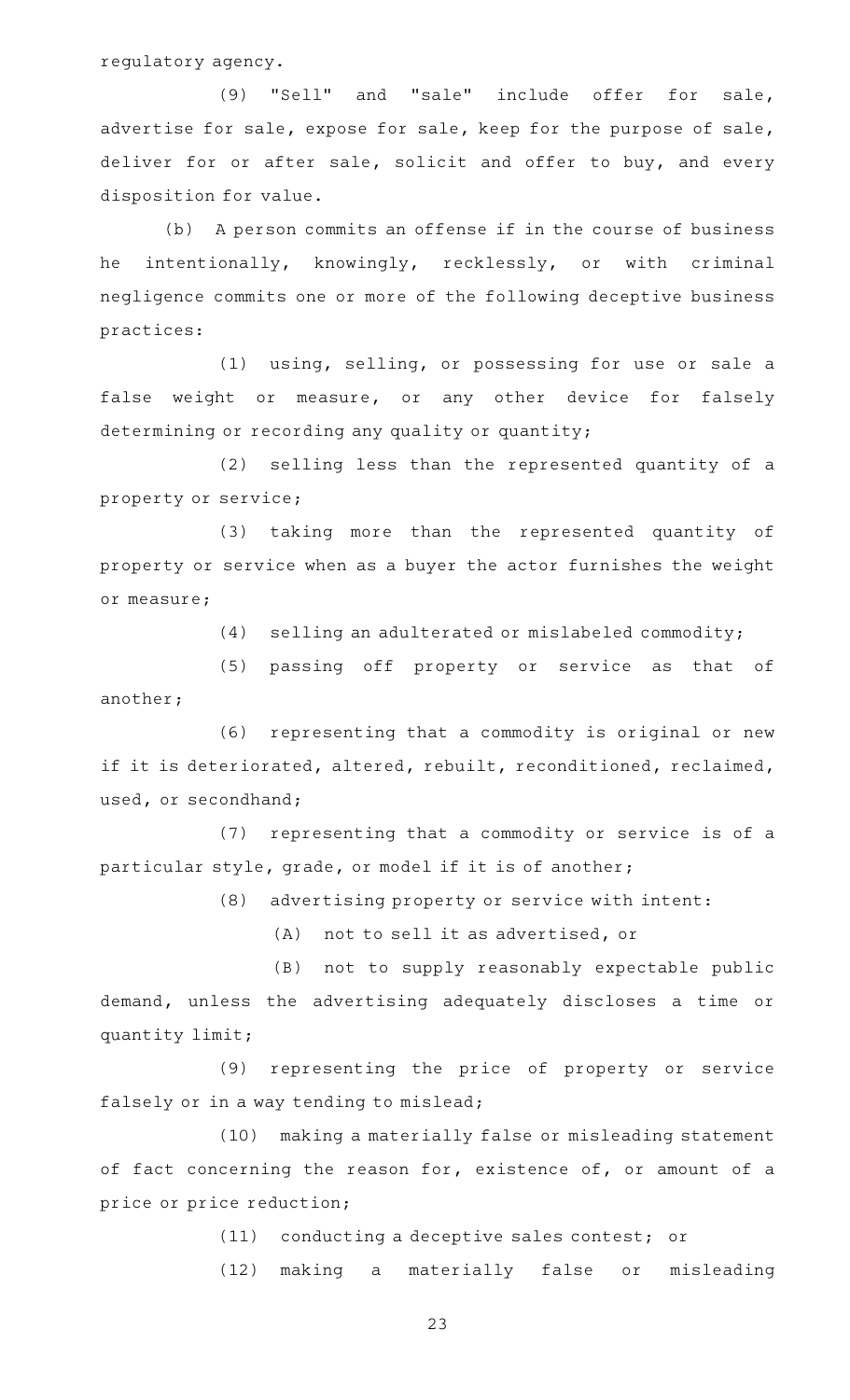regulatory agency.

(9) "Sell" and "sale" include offer for sale, advertise for sale, expose for sale, keep for the purpose of sale, deliver for or after sale, solicit and offer to buy, and every disposition for value.

(b) A person commits an offense if in the course of business he intentionally, knowingly, recklessly, or with criminal negligence commits one or more of the following deceptive business practices:

(1) using, selling, or possessing for use or sale a false weight or measure, or any other device for falsely determining or recording any quality or quantity;

(2) selling less than the represented quantity of a property or service;

(3) taking more than the represented quantity of property or service when as a buyer the actor furnishes the weight or measure;

(4) selling an adulterated or mislabeled commodity;

(5) passing off property or service as that of another;

(6) representing that a commodity is original or new if it is deteriorated, altered, rebuilt, reconditioned, reclaimed, used, or secondhand;

(7) representing that a commodity or service is of a particular style, grade, or model if it is of another;

(8) advertising property or service with intent:

(A) not to sell it as advertised, or

(B) not to supply reasonably expectable public demand, unless the advertising adequately discloses a time or quantity limit;

(9) representing the price of property or service falsely or in a way tending to mislead;

(10) making a materially false or misleading statement of fact concerning the reason for, existence of, or amount of a price or price reduction;

(11) conducting a deceptive sales contest; or

(12) making a materially false or misleading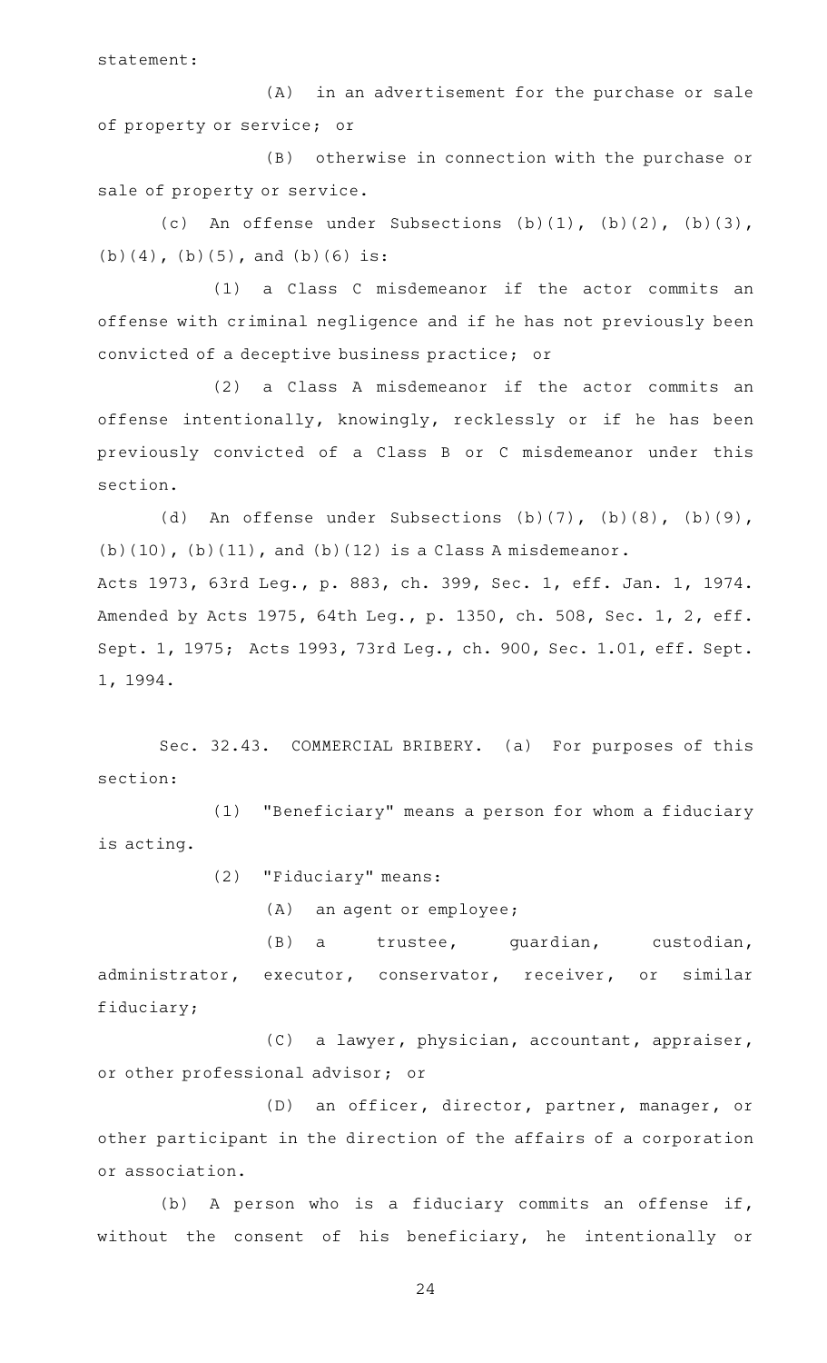statement:

(A) in an advertisement for the purchase or sale of property or service; or

(B) otherwise in connection with the purchase or sale of property or service.

(c) An offense under Subsections (b)(1), (b)(2), (b)(3), (b)(4), (b)(5), and (b)(6) is:

(1) a Class C misdemeanor if the actor commits an offense with criminal negligence and if he has not previously been convicted of a deceptive business practice; or

(2) a Class A misdemeanor if the actor commits an offense intentionally, knowingly, recklessly or if he has been previously convicted of a Class B or C misdemeanor under this section.

(d) An offense under Subsections (b)(7), (b)(8), (b)(9), (b)(10), (b)(11), and (b)(12) is a Class A misdemeanor.

Acts 1973, 63rd Leg., p. 883, ch. 399, Sec. 1, eff. Jan. 1, 1974. Amended by Acts 1975, 64th Leg., p. 1350, ch. 508, Sec. 1, 2, eff. Sept. 1, 1975; Acts 1993, 73rd Leg., ch. 900, Sec. 1.01, eff. Sept. 1, 1994.

Sec. 32.43. COMMERCIAL BRIBERY. (a) For purposes of this section:

(1) "Beneficiary" means a person for whom a fiduciary is acting.

(2) "Fiduciary" means:

(A) an agent or employee;

(B) a trustee, guardian, custodian, administrator, executor, conservator, receiver, or similar fiduciary;

(C) a lawyer, physician, accountant, appraiser, or other professional advisor; or

(D) an officer, director, partner, manager, or other participant in the direction of the affairs of a corporation or association.

(b) A person who is a fiduciary commits an offense if, without the consent of his beneficiary, he intentionally or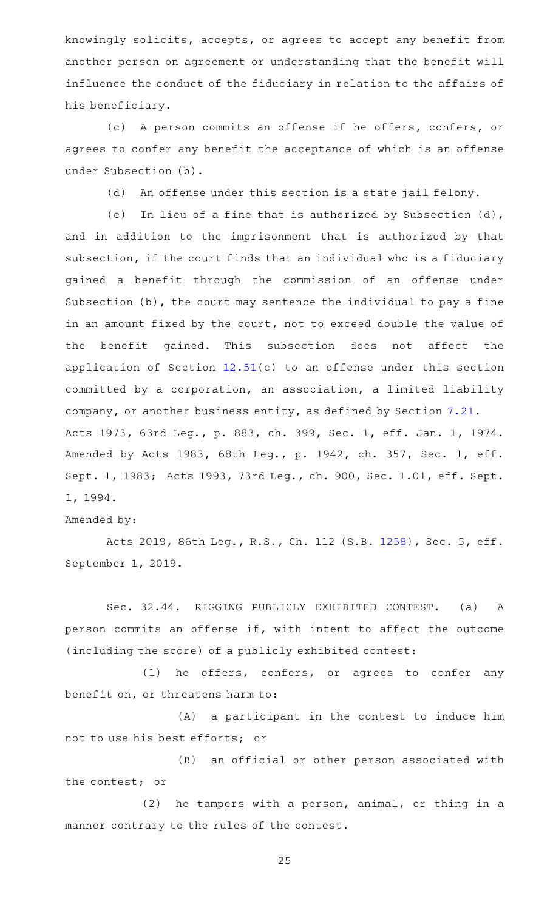knowingly solicits, accepts, or agrees to accept any benefit from another person on agreement or understanding that the benefit will influence the conduct of the fiduciary in relation to the affairs of his beneficiary.

(c) A person commits an offense if he offers, confers, or agrees to confer any benefit the acceptance of which is an offense under Subsection (b).

(d) An offense under this section is a state jail felony.

(e) In lieu of a fine that is authorized by Subsection (d), and in addition to the imprisonment that is authorized by that subsection, if the court finds that an individual who is a fiduciary gained a benefit through the commission of an offense under Subsection (b), the court may sentence the individual to pay a fine in an amount fixed by the court, not to exceed double the value of the benefit gained. This subsection does not affect the application of Section 12.51(c) to an offense under this section committed by a corporation, an association, a limited liability company, or another business entity, as defined by Section 7.21.

Acts 1973, 63rd Leg., p. 883, ch. 399, Sec. 1, eff. Jan. 1, 1974. Amended by Acts 1983, 68th Leg., p. 1942, ch. 357, Sec. 1, eff. Sept. 1, 1983; Acts 1993, 73rd Leg., ch. 900, Sec. 1.01, eff. Sept. 1, 1994.

Amended by:

Acts 2019, 86th Leg., R.S., Ch. 112 (S.B. 1258), Sec. 5, eff. September 1, 2019.

Sec. 32.44. RIGGING PUBLICLY EXHIBITED CONTEST. (a) A person commits an offense if, with intent to affect the outcome (including the score) of a publicly exhibited contest:

(1) he offers, confers, or agrees to confer any benefit on, or threatens harm to:

(A) a participant in the contest to induce him not to use his best efforts; or

(B) an official or other person associated with the contest; or

(2) he tampers with a person, animal, or thing in a manner contrary to the rules of the contest.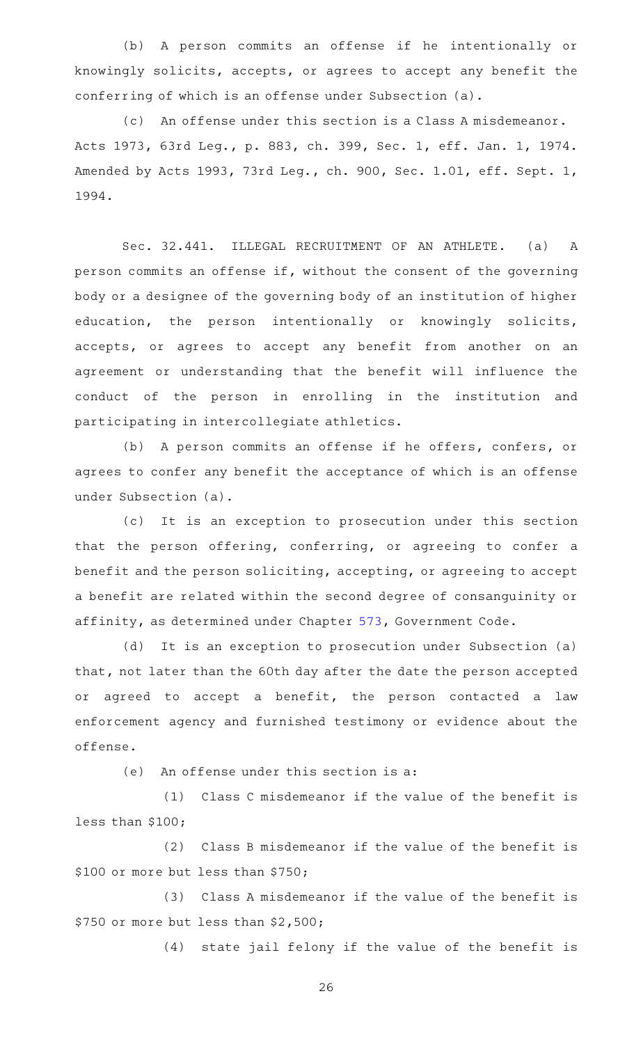(b) A person commits an offense if he intentionally or knowingly solicits, accepts, or agrees to accept any benefit the conferring of which is an offense under Subsection (a).

(c) An offense under this section is a Class A misdemeanor.

Acts 1973, 63rd Leg., p. 883, ch. 399, Sec. 1, eff. Jan. 1, 1974. Amended by Acts 1993, 73rd Leg., ch. 900, Sec. 1.01, eff. Sept. 1, 1994.

Sec. 32.441. ILLEGAL RECRUITMENT OF AN ATHLETE. (a) A person commits an offense if, without the consent of the governing body or a designee of the governing body of an institution of higher education, the person intentionally or knowingly solicits, accepts, or agrees to accept any benefit from another on an agreement or understanding that the benefit will influence the conduct of the person in enrolling in the institution and participating in intercollegiate athletics.

(b) A person commits an offense if he offers, confers, or agrees to confer any benefit the acceptance of which is an offense under Subsection (a).

(c) It is an exception to prosecution under this section that the person offering, conferring, or agreeing to confer a benefit and the person soliciting, accepting, or agreeing to accept a benefit are related within the second degree of consanguinity or affinity, as determined under Chapter 573, Government Code.

(d) It is an exception to prosecution under Subsection (a) that, not later than the 60th day after the date the person accepted or agreed to accept a benefit, the person contacted a law enforcement agency and furnished testimony or evidence about the offense.

(e) An offense under this section is a:

(1) Class C misdemeanor if the value of the benefit is less than $100;

(2) Class B misdemeanor if the value of the benefit is $100 or more but less than $750;

(3) Class A misdemeanor if the value of the benefit is $750 or more but less than $2,500;

(4) state jail felony if the value of the benefit is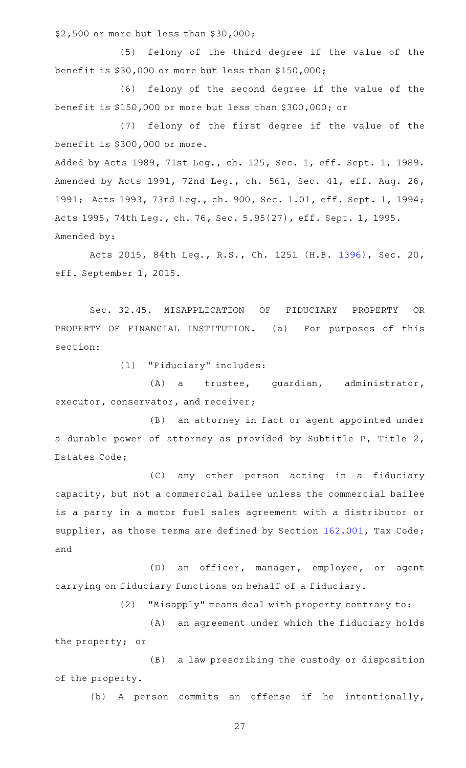$2,500 or more but less than $30,000;

(5) felony of the third degree if the value of the benefit is $30,000 or more but less than $150,000;

(6) felony of the second degree if the value of the benefit is $150,000 or more but less than $300,000; or

(7) felony of the first degree if the value of the benefit is $300,000 or more.

Added by Acts 1989, 71st Leg., ch. 125, Sec. 1, eff. Sept. 1, 1989. Amended by Acts 1991, 72nd Leg., ch. 561, Sec. 41, eff. Aug. 26, 1991; Acts 1993, 73rd Leg., ch. 900, Sec. 1.01, eff. Sept. 1, 1994; Acts 1995, 74th Leg., ch. 76, Sec. 5.95(27), eff. Sept. 1, 1995.

Amended by:

Acts 2015, 84th Leg., R.S., Ch. 1251 (H.B. 1396), Sec. 20, eff. September 1, 2015.

Sec. 32.45. MISAPPLICATION OF FIDUCIARY PROPERTY OR PROPERTY OF FINANCIAL INSTITUTION. (a) For purposes of this section:

(1) "Fiduciary" includes:

(A) a trustee, guardian, administrator, executor, conservator, and receiver;

(B) an attorney in fact or agent appointed under a durable power of attorney as provided by Subtitle P, Title 2, Estates Code;

(C) any other person acting in a fiduciary capacity, but not a commercial bailee unless the commercial bailee is a party in a motor fuel sales agreement with a distributor or supplier, as those terms are defined by Section 162.001, Tax Code; and

(D) an officer, manager, employee, or agent carrying on fiduciary functions on behalf of a fiduciary.

(2) "Misapply" means deal with property contrary to:

(A) an agreement under which the fiduciary holds the property; or

(B) a law prescribing the custody or disposition of the property.

(b) A person commits an offense if he intentionally,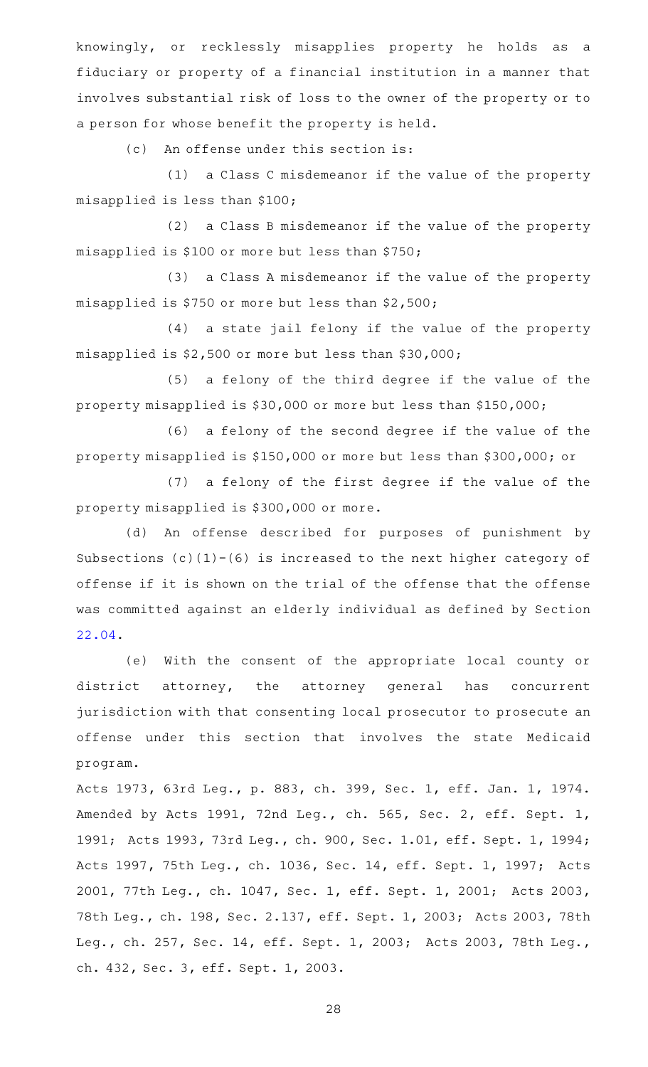knowingly, or recklessly misapplies property he holds as a fiduciary or property of a financial institution in a manner that involves substantial risk of loss to the owner of the property or to a person for whose benefit the property is held.

(c) An offense under this section is:

(1) a Class C misdemeanor if the value of the property misapplied is less than $100;

(2) a Class B misdemeanor if the value of the property misapplied is $100 or more but less than $750;

(3) a Class A misdemeanor if the value of the property misapplied is $750 or more but less than $2,500;

(4) a state jail felony if the value of the property misapplied is $2,500 or more but less than $30,000;

(5) a felony of the third degree if the value of the property misapplied is $30,000 or more but less than $150,000;

(6) a felony of the second degree if the value of the property misapplied is $150,000 or more but less than $300,000; or

(7) a felony of the first degree if the value of the property misapplied is $300,000 or more.

(d) An offense described for purposes of punishment by Subsections (c)(1)-(6) is increased to the next higher category of offense if it is shown on the trial of the offense that the offense was committed against an elderly individual as defined by Section 22.04.

(e) With the consent of the appropriate local county or district attorney, the attorney general has concurrent jurisdiction with that consenting local prosecutor to prosecute an offense under this section that involves the state Medicaid program.

Acts 1973, 63rd Leg., p. 883, ch. 399, Sec. 1, eff. Jan. 1, 1974. Amended by Acts 1991, 72nd Leg., ch. 565, Sec. 2, eff. Sept. 1, 1991; Acts 1993, 73rd Leg., ch. 900, Sec. 1.01, eff. Sept. 1, 1994; Acts 1997, 75th Leg., ch. 1036, Sec. 14, eff. Sept. 1, 1997; Acts 2001, 77th Leg., ch. 1047, Sec. 1, eff. Sept. 1, 2001; Acts 2003, 78th Leg., ch. 198, Sec. 2.137, eff. Sept. 1, 2003; Acts 2003, 78th Leg., ch. 257, Sec. 14, eff. Sept. 1, 2003; Acts 2003, 78th Leg., ch. 432, Sec. 3, eff. Sept. 1, 2003.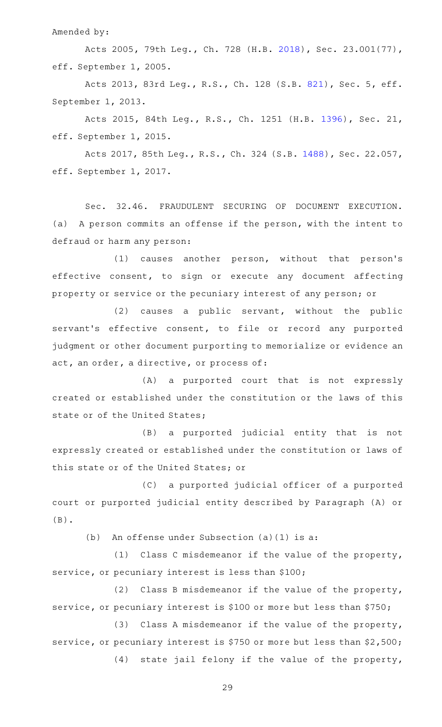Amended by:

Acts 2005, 79th Leg., Ch. 728 (H.B. 2018), Sec. 23.001(77), eff. September 1, 2005.

Acts 2013, 83rd Leg., R.S., Ch. 128 (S.B. 821), Sec. 5, eff. September 1, 2013.

Acts 2015, 84th Leg., R.S., Ch. 1251 (H.B. 1396), Sec. 21, eff. September 1, 2015.

Acts 2017, 85th Leg., R.S., Ch. 324 (S.B. 1488), Sec. 22.057, eff. September 1, 2017.

Sec. 32.46. FRAUDULENT SECURING OF DOCUMENT EXECUTION. (a) A person commits an offense if the person, with the intent to defraud or harm any person:

(1) causes another person, without that person's effective consent, to sign or execute any document affecting property or service or the pecuniary interest of any person; or

(2) causes a public servant, without the public servant's effective consent, to file or record any purported judgment or other document purporting to memorialize or evidence an act, an order, a directive, or process of:

(A) a purported court that is not expressly created or established under the constitution or the laws of this state or of the United States;

(B) a purported judicial entity that is not expressly created or established under the constitution or laws of this state or of the United States; or

(C) a purported judicial officer of a purported court or purported judicial entity described by Paragraph (A) or (B).

(b) An offense under Subsection (a)(1) is a:

(1) Class C misdemeanor if the value of the property, service, or pecuniary interest is less than $100;

(2) Class B misdemeanor if the value of the property, service, or pecuniary interest is $100 or more but less than $750;

(3) Class A misdemeanor if the value of the property, service, or pecuniary interest is $750 or more but less than $2,500;

(4) state jail felony if the value of the property,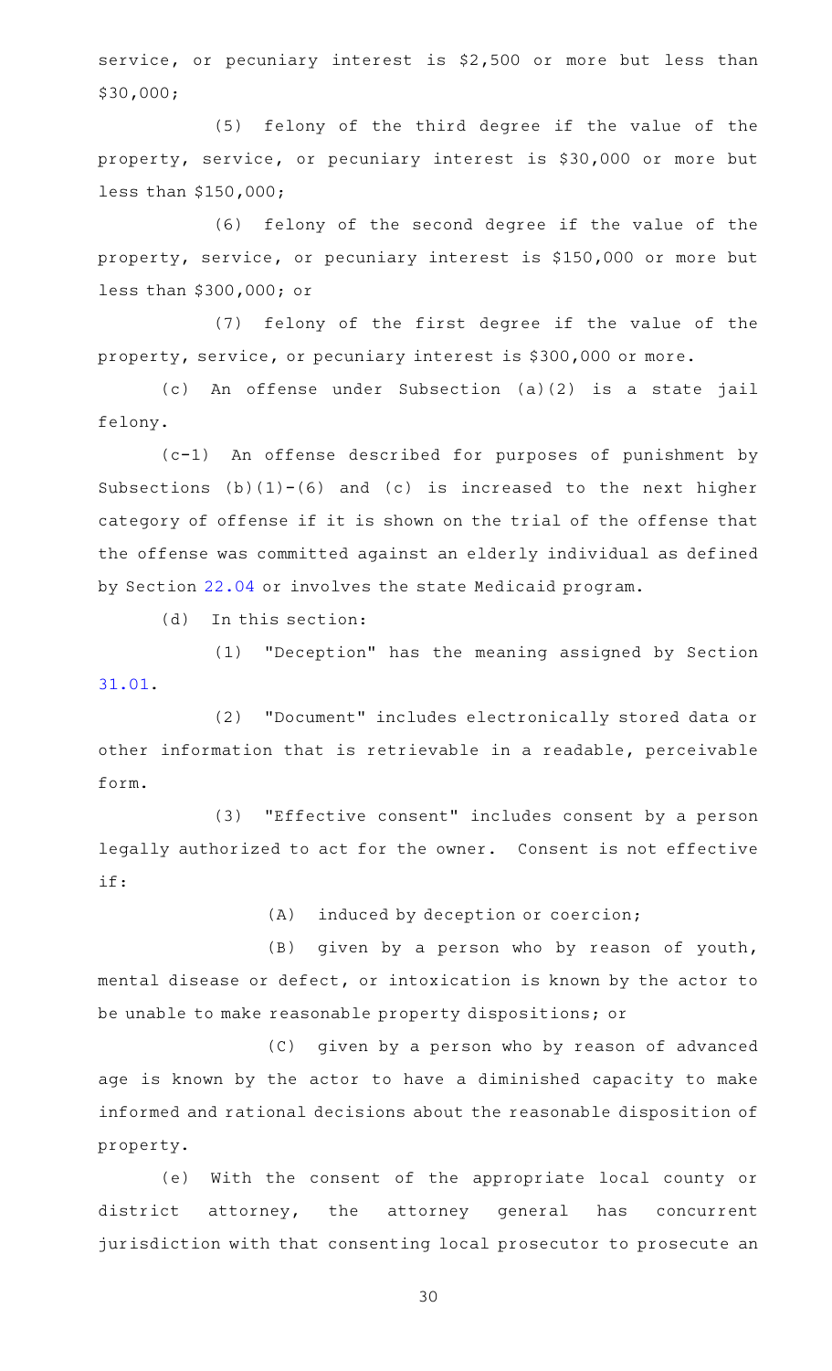service, or pecuniary interest is $2,500 or more but less than $30,000;

(5) felony of the third degree if the value of the property, service, or pecuniary interest is $30,000 or more but less than $150,000;

(6) felony of the second degree if the value of the property, service, or pecuniary interest is $150,000 or more but less than $300,000; or

(7) felony of the first degree if the value of the property, service, or pecuniary interest is $300,000 or more.

(c) An offense under Subsection (a)(2) is a state jail felony.

(c-1) An offense described for purposes of punishment by Subsections (b)(1)-(6) and (c) is increased to the next higher category of offense if it is shown on the trial of the offense that the offense was committed against an elderly individual as defined by Section 22.04 or involves the state Medicaid program.

(d) In this section:

(1) "Deception" has the meaning assigned by Section 31.01.

(2) "Document" includes electronically stored data or other information that is retrievable in a readable, perceivable form.

(3) "Effective consent" includes consent by a person legally authorized to act for the owner. Consent is not effective if:

(A) induced by deception or coercion;

(B) given by a person who by reason of youth, mental disease or defect, or intoxication is known by the actor to be unable to make reasonable property dispositions; or

(C) given by a person who by reason of advanced age is known by the actor to have a diminished capacity to make informed and rational decisions about the reasonable disposition of property.

(e) With the consent of the appropriate local county or district attorney, the attorney general has concurrent jurisdiction with that consenting local prosecutor to prosecute an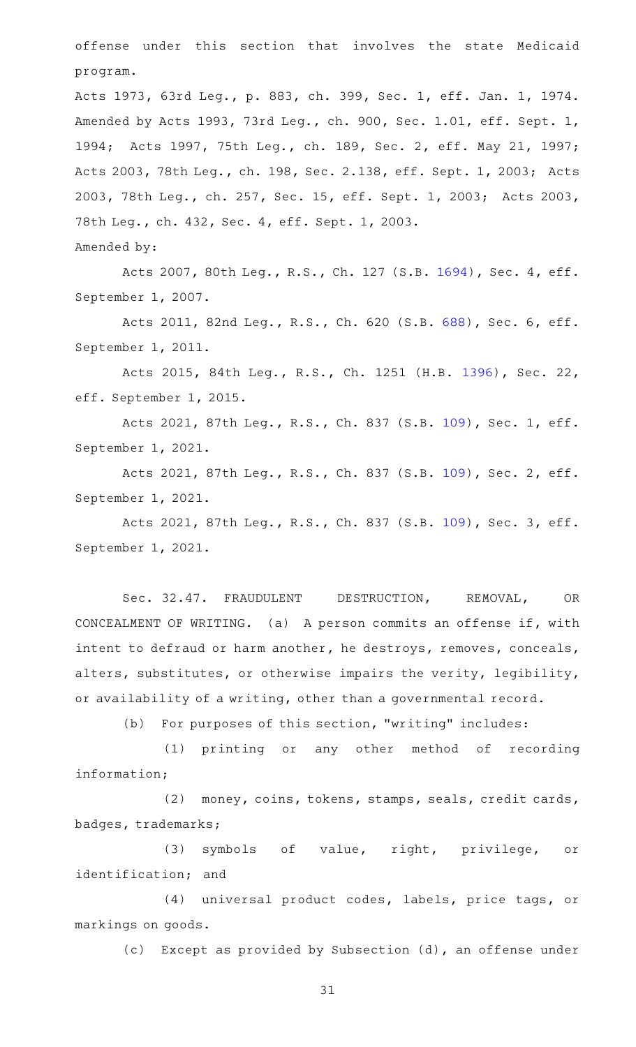offense under this section that involves the state Medicaid program.

Acts 1973, 63rd Leg., p. 883, ch. 399, Sec. 1, eff. Jan. 1, 1974. Amended by Acts 1993, 73rd Leg., ch. 900, Sec. 1.01, eff. Sept. 1, 1994; Acts 1997, 75th Leg., ch. 189, Sec. 2, eff. May 21, 1997; Acts 2003, 78th Leg., ch. 198, Sec. 2.138, eff. Sept. 1, 2003; Acts 2003, 78th Leg., ch. 257, Sec. 15, eff. Sept. 1, 2003; Acts 2003, 78th Leg., ch. 432, Sec. 4, eff. Sept. 1, 2003.

Amended by:

Acts 2007, 80th Leg., R.S., Ch. 127 (S.B. 1694), Sec. 4, eff. September 1, 2007.

Acts 2011, 82nd Leg., R.S., Ch. 620 (S.B. 688), Sec. 6, eff. September 1, 2011.

Acts 2015, 84th Leg., R.S., Ch. 1251 (H.B. 1396), Sec. 22, eff. September 1, 2015.

Acts 2021, 87th Leg., R.S., Ch. 837 (S.B. 109), Sec. 1, eff. September 1, 2021.

Acts 2021, 87th Leg., R.S., Ch. 837 (S.B. 109), Sec. 2, eff. September 1, 2021.

Acts 2021, 87th Leg., R.S., Ch. 837 (S.B. 109), Sec. 3, eff. September 1, 2021.

Sec. 32.47. FRAUDULENT DESTRUCTION, REMOVAL, OR CONCEALMENT OF WRITING. (a) A person commits an offense if, with intent to defraud or harm another, he destroys, removes, conceals, alters, substitutes, or otherwise impairs the verity, legibility, or availability of a writing, other than a governmental record.

(b) For purposes of this section, "writing" includes:

(1) printing or any other method of recording information;

(2) money, coins, tokens, stamps, seals, credit cards, badges, trademarks;

(3) symbols of value, right, privilege, or identification; and

(4) universal product codes, labels, price tags, or markings on goods.

(c) Except as provided by Subsection (d), an offense under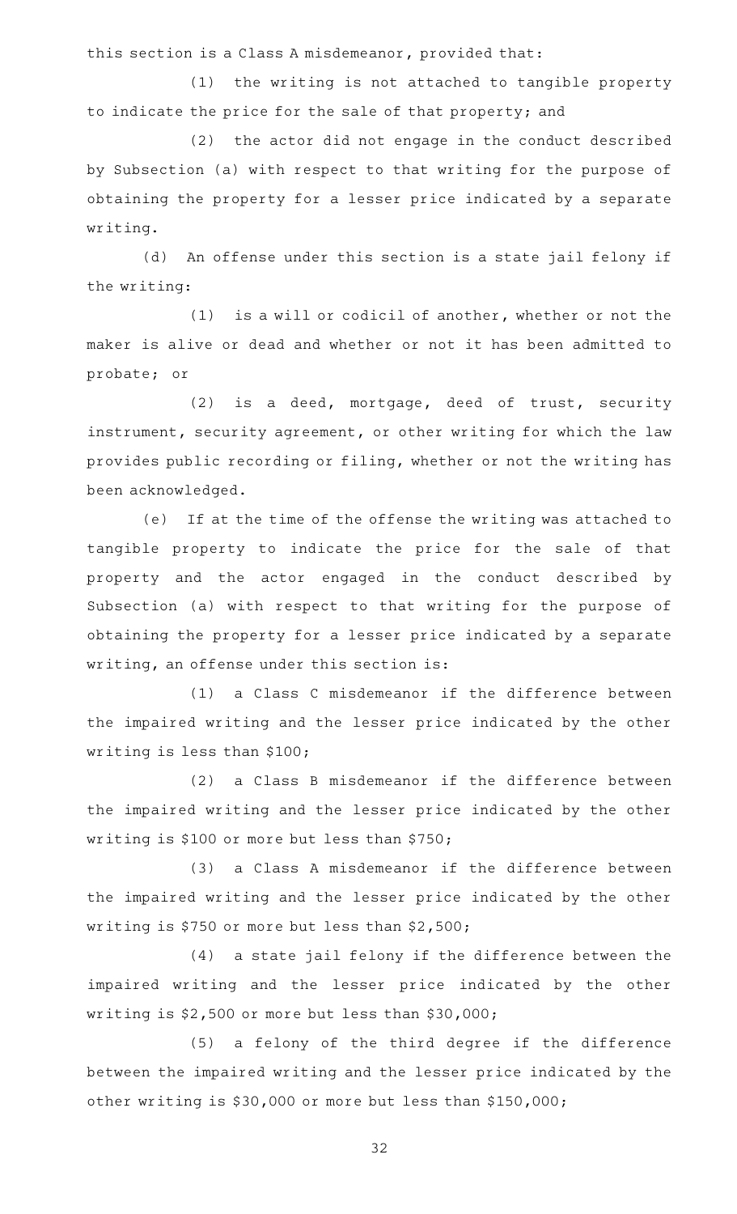this section is a Class A misdemeanor, provided that:

(1) the writing is not attached to tangible property to indicate the price for the sale of that property; and

(2) the actor did not engage in the conduct described by Subsection (a) with respect to that writing for the purpose of obtaining the property for a lesser price indicated by a separate writing.

(d) An offense under this section is a state jail felony if the writing:

(1) is a will or codicil of another, whether or not the maker is alive or dead and whether or not it has been admitted to probate; or

(2) is a deed, mortgage, deed of trust, security instrument, security agreement, or other writing for which the law provides public recording or filing, whether or not the writing has been acknowledged.

(e) If at the time of the offense the writing was attached to tangible property to indicate the price for the sale of that property and the actor engaged in the conduct described by Subsection (a) with respect to that writing for the purpose of obtaining the property for a lesser price indicated by a separate writing, an offense under this section is:

(1) a Class C misdemeanor if the difference between the impaired writing and the lesser price indicated by the other writing is less than $100;

(2) a Class B misdemeanor if the difference between the impaired writing and the lesser price indicated by the other writing is $100 or more but less than $750;

(3) a Class A misdemeanor if the difference between the impaired writing and the lesser price indicated by the other writing is $750 or more but less than $2,500;

(4) a state jail felony if the difference between the impaired writing and the lesser price indicated by the other writing is $2,500 or more but less than $30,000;

(5) a felony of the third degree if the difference between the impaired writing and the lesser price indicated by the other writing is $30,000 or more but less than $150,000;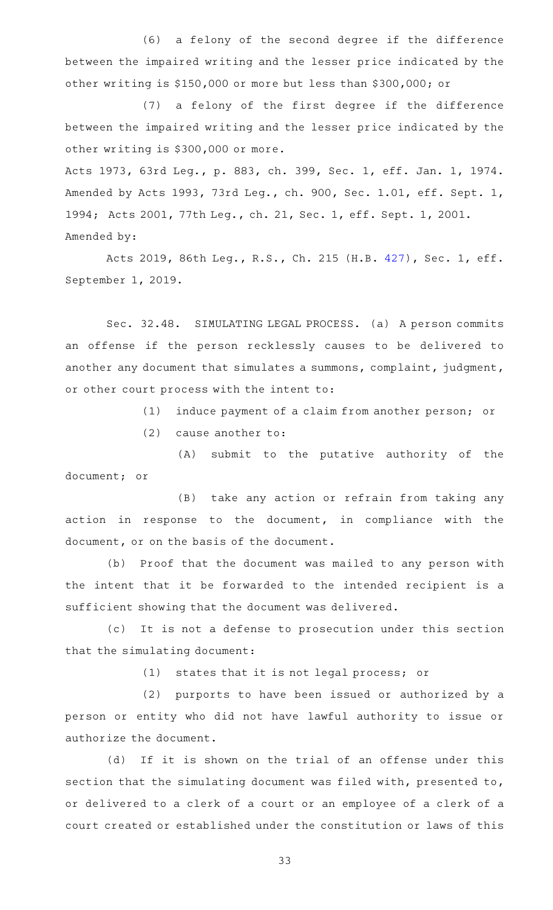(6) a felony of the second degree if the difference between the impaired writing and the lesser price indicated by the other writing is $150,000 or more but less than $300,000; or

(7) a felony of the first degree if the difference between the impaired writing and the lesser price indicated by the other writing is $300,000 or more.

Acts 1973, 63rd Leg., p. 883, ch. 399, Sec. 1, eff. Jan. 1, 1974. Amended by Acts 1993, 73rd Leg., ch. 900, Sec. 1.01, eff. Sept. 1, 1994; Acts 2001, 77th Leg., ch. 21, Sec. 1, eff. Sept. 1, 2001.

Amended by:

Acts 2019, 86th Leg., R.S., Ch. 215 (H.B. 427), Sec. 1, eff. September 1, 2019.

Sec. 32.48. SIMULATING LEGAL PROCESS. (a) A person commits an offense if the person recklessly causes to be delivered to another any document that simulates a summons, complaint, judgment, or other court process with the intent to:

(1) induce payment of a claim from another person; or

(2) cause another to:

(A) submit to the putative authority of the document; or

(B) take any action or refrain from taking any action in response to the document, in compliance with the document, or on the basis of the document.

(b) Proof that the document was mailed to any person with the intent that it be forwarded to the intended recipient is a sufficient showing that the document was delivered.

(c) It is not a defense to prosecution under this section that the simulating document:

(1) states that it is not legal process; or

(2) purports to have been issued or authorized by a person or entity who did not have lawful authority to issue or authorize the document.

(d) If it is shown on the trial of an offense under this section that the simulating document was filed with, presented to, or delivered to a clerk of a court or an employee of a clerk of a court created or established under the constitution or laws of this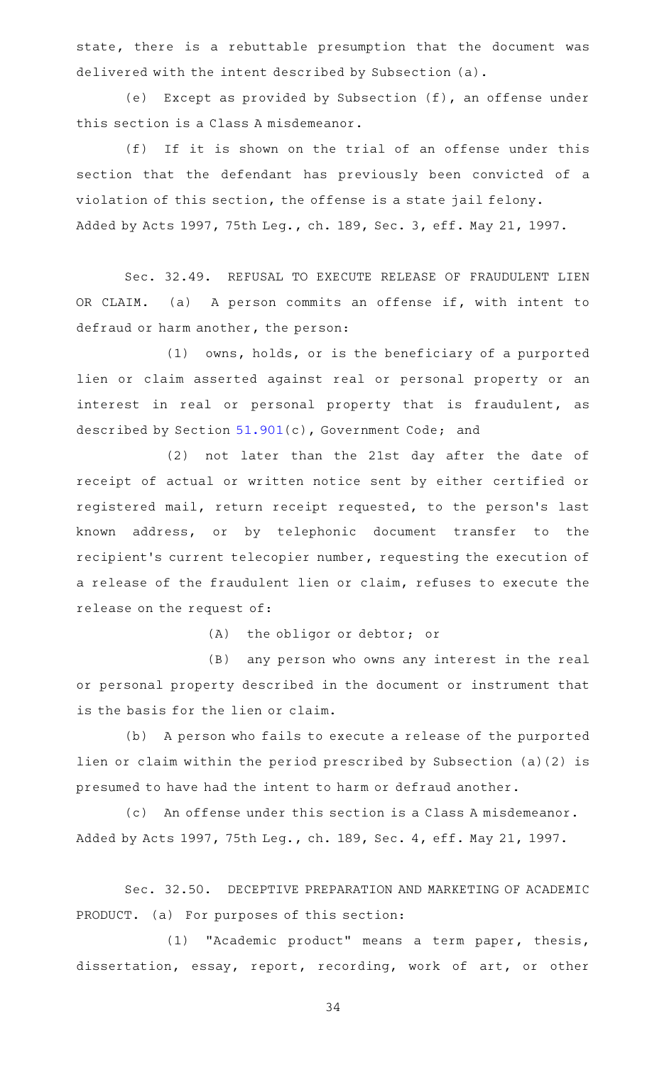state, there is a rebuttable presumption that the document was delivered with the intent described by Subsection (a).

(e) Except as provided by Subsection (f), an offense under this section is a Class A misdemeanor.

(f) If it is shown on the trial of an offense under this section that the defendant has previously been convicted of a violation of this section, the offense is a state jail felony.

Added by Acts 1997, 75th Leg., ch. 189, Sec. 3, eff. May 21, 1997.

Sec. 32.49. REFUSAL TO EXECUTE RELEASE OF FRAUDULENT LIEN OR CLAIM. (a) A person commits an offense if, with intent to defraud or harm another, the person:

(1) owns, holds, or is the beneficiary of a purported lien or claim asserted against real or personal property or an interest in real or personal property that is fraudulent, as described by Section 51.901(c), Government Code; and

(2) not later than the 21st day after the date of receipt of actual or written notice sent by either certified or registered mail, return receipt requested, to the person's last known address, or by telephonic document transfer to the recipient's current telecopier number, requesting the execution of a release of the fraudulent lien or claim, refuses to execute the release on the request of:

(A) the obligor or debtor; or

(B) any person who owns any interest in the real or personal property described in the document or instrument that is the basis for the lien or claim.

(b) A person who fails to execute a release of the purported lien or claim within the period prescribed by Subsection (a)(2) is presumed to have had the intent to harm or defraud another.

(c) An offense under this section is a Class A misdemeanor.

Added by Acts 1997, 75th Leg., ch. 189, Sec. 4, eff. May 21, 1997.

Sec. 32.50. DECEPTIVE PREPARATION AND MARKETING OF ACADEMIC PRODUCT. (a) For purposes of this section:

(1) "Academic product" means a term paper, thesis, dissertation, essay, report, recording, work of art, or other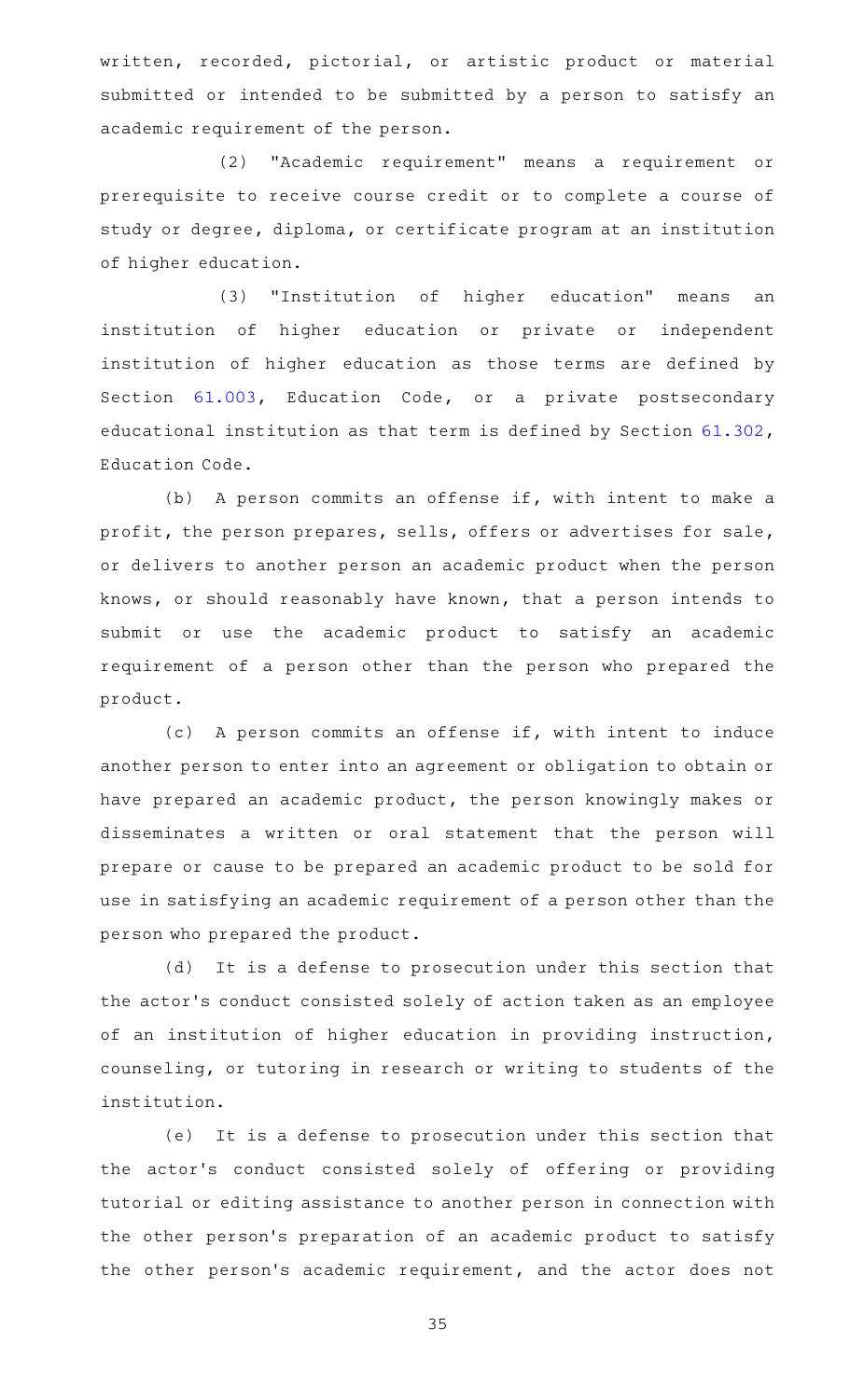written, recorded, pictorial, or artistic product or material submitted or intended to be submitted by a person to satisfy an academic requirement of the person.

(2) "Academic requirement" means a requirement or prerequisite to receive course credit or to complete a course of study or degree, diploma, or certificate program at an institution of higher education.

(3) "Institution of higher education" means an institution of higher education or private or independent institution of higher education as those terms are defined by Section 61.003, Education Code, or a private postsecondary educational institution as that term is defined by Section 61.302, Education Code.

(b) A person commits an offense if, with intent to make a profit, the person prepares, sells, offers or advertises for sale, or delivers to another person an academic product when the person knows, or should reasonably have known, that a person intends to submit or use the academic product to satisfy an academic requirement of a person other than the person who prepared the product.

(c) A person commits an offense if, with intent to induce another person to enter into an agreement or obligation to obtain or have prepared an academic product, the person knowingly makes or disseminates a written or oral statement that the person will prepare or cause to be prepared an academic product to be sold for use in satisfying an academic requirement of a person other than the person who prepared the product.

(d) It is a defense to prosecution under this section that the actor's conduct consisted solely of action taken as an employee of an institution of higher education in providing instruction, counseling, or tutoring in research or writing to students of the institution.

(e) It is a defense to prosecution under this section that the actor's conduct consisted solely of offering or providing tutorial or editing assistance to another person in connection with the other person's preparation of an academic product to satisfy the other person's academic requirement, and the actor does not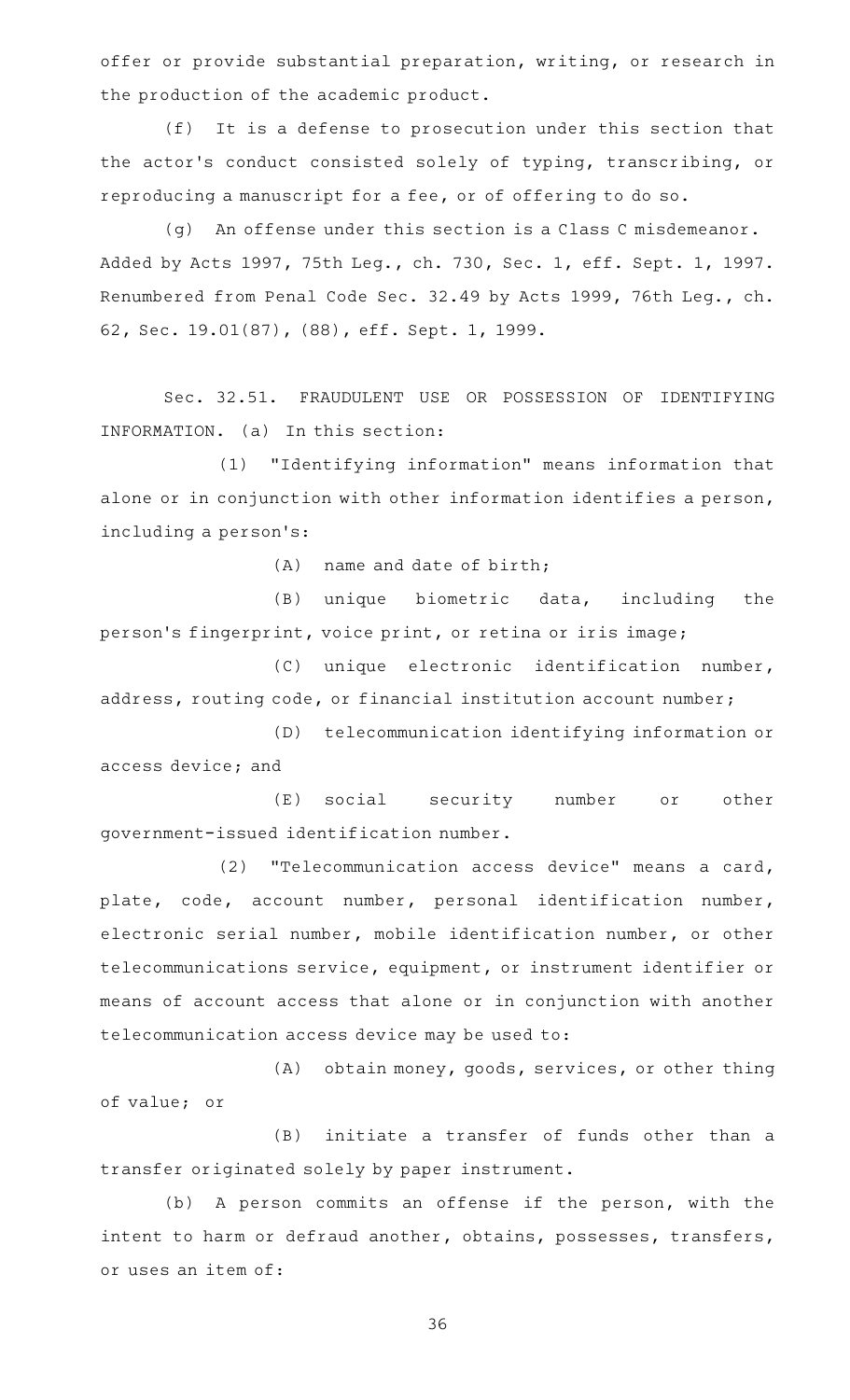offer or provide substantial preparation, writing, or research in the production of the academic product.

(f) It is a defense to prosecution under this section that the actor's conduct consisted solely of typing, transcribing, or reproducing a manuscript for a fee, or of offering to do so.

(g) An offense under this section is a Class C misdemeanor.

Added by Acts 1997, 75th Leg., ch. 730, Sec. 1, eff. Sept. 1, 1997. Renumbered from Penal Code Sec. 32.49 by Acts 1999, 76th Leg., ch. 62, Sec. 19.01(87), (88), eff. Sept. 1, 1999.

Sec. 32.51. FRAUDULENT USE OR POSSESSION OF IDENTIFYING INFORMATION. (a) In this section:

(1) "Identifying information" means information that alone or in conjunction with other information identifies a person, including a person's:

(A) name and date of birth;

(B) unique biometric data, including the person's fingerprint, voice print, or retina or iris image;

(C) unique electronic identification number, address, routing code, or financial institution account number;

(D) telecommunication identifying information or access device; and

(E) social security number or other government-issued identification number.

(2) "Telecommunication access device" means a card, plate, code, account number, personal identification number, electronic serial number, mobile identification number, or other telecommunications service, equipment, or instrument identifier or means of account access that alone or in conjunction with another telecommunication access device may be used to:

(A) obtain money, goods, services, or other thing of value; or

(B) initiate a transfer of funds other than a transfer originated solely by paper instrument.

(b) A person commits an offense if the person, with the intent to harm or defraud another, obtains, possesses, transfers, or uses an item of: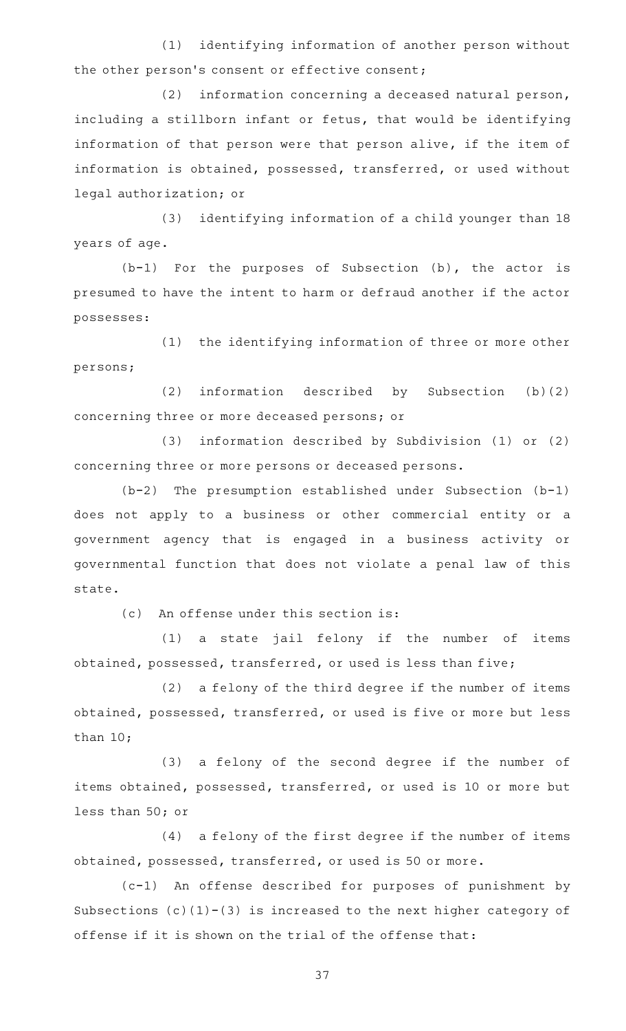(1) identifying information of another person without the other person's consent or effective consent;

(2) information concerning a deceased natural person, including a stillborn infant or fetus, that would be identifying information of that person were that person alive, if the item of information is obtained, possessed, transferred, or used without legal authorization; or

(3) identifying information of a child younger than 18 years of age.

(b-1) For the purposes of Subsection (b), the actor is presumed to have the intent to harm or defraud another if the actor possesses:

(1) the identifying information of three or more other persons;

(2) information described by Subsection (b)(2) concerning three or more deceased persons; or

(3) information described by Subdivision (1) or (2) concerning three or more persons or deceased persons.

(b-2) The presumption established under Subsection (b-1) does not apply to a business or other commercial entity or a government agency that is engaged in a business activity or governmental function that does not violate a penal law of this state.

(c) An offense under this section is:

(1) a state jail felony if the number of items obtained, possessed, transferred, or used is less than five;

(2) a felony of the third degree if the number of items obtained, possessed, transferred, or used is five or more but less than 10;

(3) a felony of the second degree if the number of items obtained, possessed, transferred, or used is 10 or more but less than 50; or

(4) a felony of the first degree if the number of items obtained, possessed, transferred, or used is 50 or more.

(c-1) An offense described for purposes of punishment by Subsections (c)(1)-(3) is increased to the next higher category of offense if it is shown on the trial of the offense that: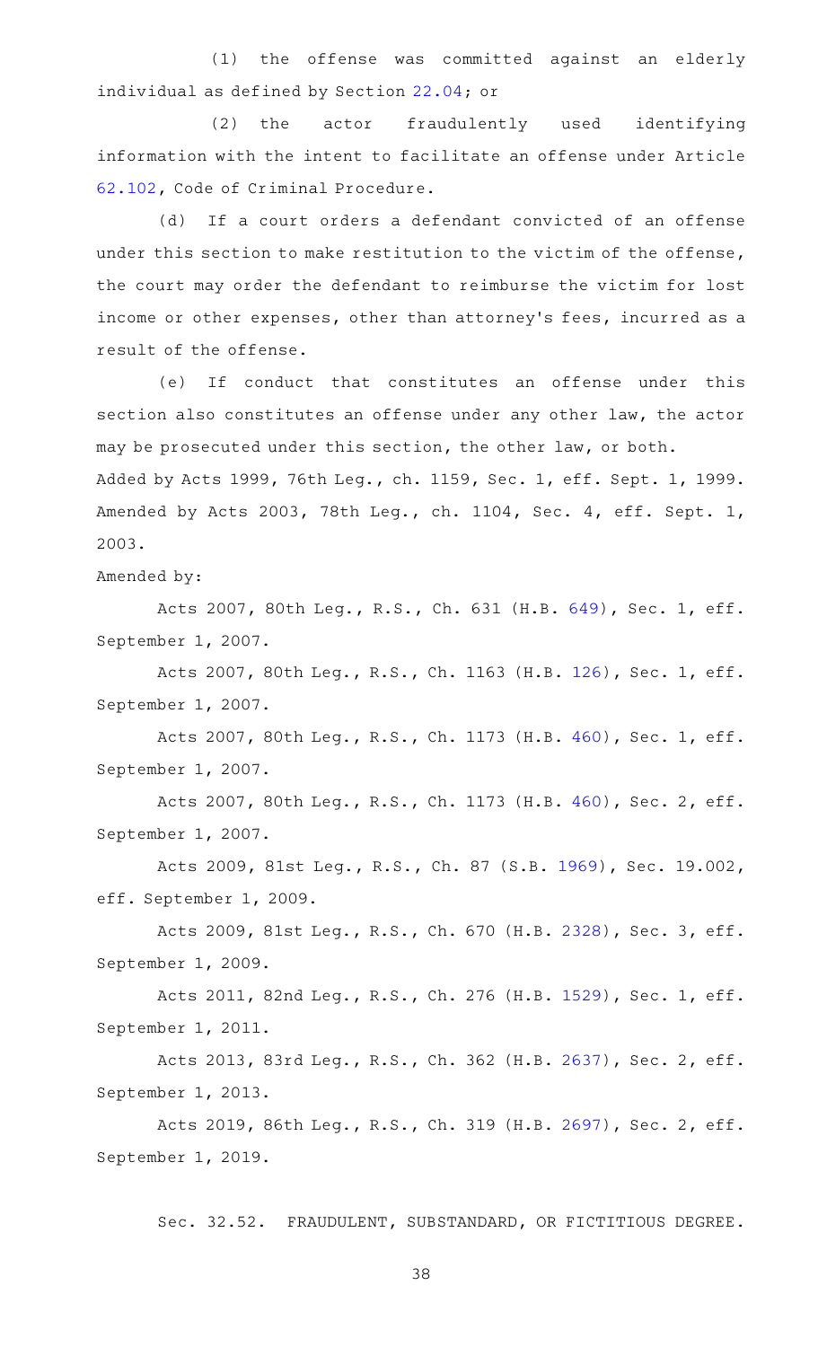(1) the offense was committed against an elderly individual as defined by Section 22.04; or

(2) the actor fraudulently used identifying information with the intent to facilitate an offense under Article 62.102, Code of Criminal Procedure.

(d) If a court orders a defendant convicted of an offense under this section to make restitution to the victim of the offense, the court may order the defendant to reimburse the victim for lost income or other expenses, other than attorney's fees, incurred as a result of the offense.

(e) If conduct that constitutes an offense under this section also constitutes an offense under any other law, the actor may be prosecuted under this section, the other law, or both.

Added by Acts 1999, 76th Leg., ch. 1159, Sec. 1, eff. Sept. 1, 1999. Amended by Acts 2003, 78th Leg., ch. 1104, Sec. 4, eff. Sept. 1, 2003.

Amended by:

Acts 2007, 80th Leg., R.S., Ch. 631 (H.B. 649), Sec. 1, eff. September 1, 2007.

Acts 2007, 80th Leg., R.S., Ch. 1163 (H.B. 126), Sec. 1, eff. September 1, 2007.

Acts 2007, 80th Leg., R.S., Ch. 1173 (H.B. 460), Sec. 1, eff. September 1, 2007.

Acts 2007, 80th Leg., R.S., Ch. 1173 (H.B. 460), Sec. 2, eff. September 1, 2007.

Acts 2009, 81st Leg., R.S., Ch. 87 (S.B. 1969), Sec. 19.002, eff. September 1, 2009.

Acts 2009, 81st Leg., R.S., Ch. 670 (H.B. 2328), Sec. 3, eff. September 1, 2009.

Acts 2011, 82nd Leg., R.S., Ch. 276 (H.B. 1529), Sec. 1, eff. September 1, 2011.

Acts 2013, 83rd Leg., R.S., Ch. 362 (H.B. 2637), Sec. 2, eff. September 1, 2013.

Acts 2019, 86th Leg., R.S., Ch. 319 (H.B. 2697), Sec. 2, eff. September 1, 2019.

Sec. 32.52. FRAUDULENT, SUBSTANDARD, OR FICTITIOUS DEGREE.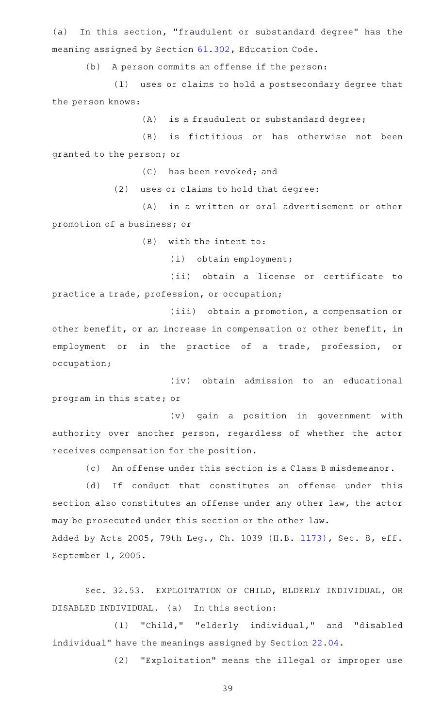(a) In this section, "fraudulent or substandard degree" has the meaning assigned by Section 61.302, Education Code.

(b) A person commits an offense if the person:

(1) uses or claims to hold a postsecondary degree that the person knows:

(A) is a fraudulent or substandard degree;

(B) is fictitious or has otherwise not been granted to the person; or

(C) has been revoked; and

(2) uses or claims to hold that degree:

(A) in a written or oral advertisement or other promotion of a business; or

(B) with the intent to:

(i) obtain employment;

(ii) obtain a license or certificate to practice a trade, profession, or occupation;

(iii) obtain a promotion, a compensation or other benefit, or an increase in compensation or other benefit, in employment or in the practice of a trade, profession, or occupation;

(iv) obtain admission to an educational program in this state; or

(v) gain a position in government with authority over another person, regardless of whether the actor receives compensation for the position.

(c) An offense under this section is a Class B misdemeanor.

(d) If conduct that constitutes an offense under this section also constitutes an offense under any other law, the actor may be prosecuted under this section or the other law.

Added by Acts 2005, 79th Leg., Ch. 1039 (H.B. 1173), Sec. 8, eff. September 1, 2005.

Sec. 32.53. EXPLOITATION OF CHILD, ELDERLY INDIVIDUAL, OR DISABLED INDIVIDUAL. (a) In this section:

(1) "Child," "elderly individual," and "disabled individual" have the meanings assigned by Section 22.04.

(2) "Exploitation" means the illegal or improper use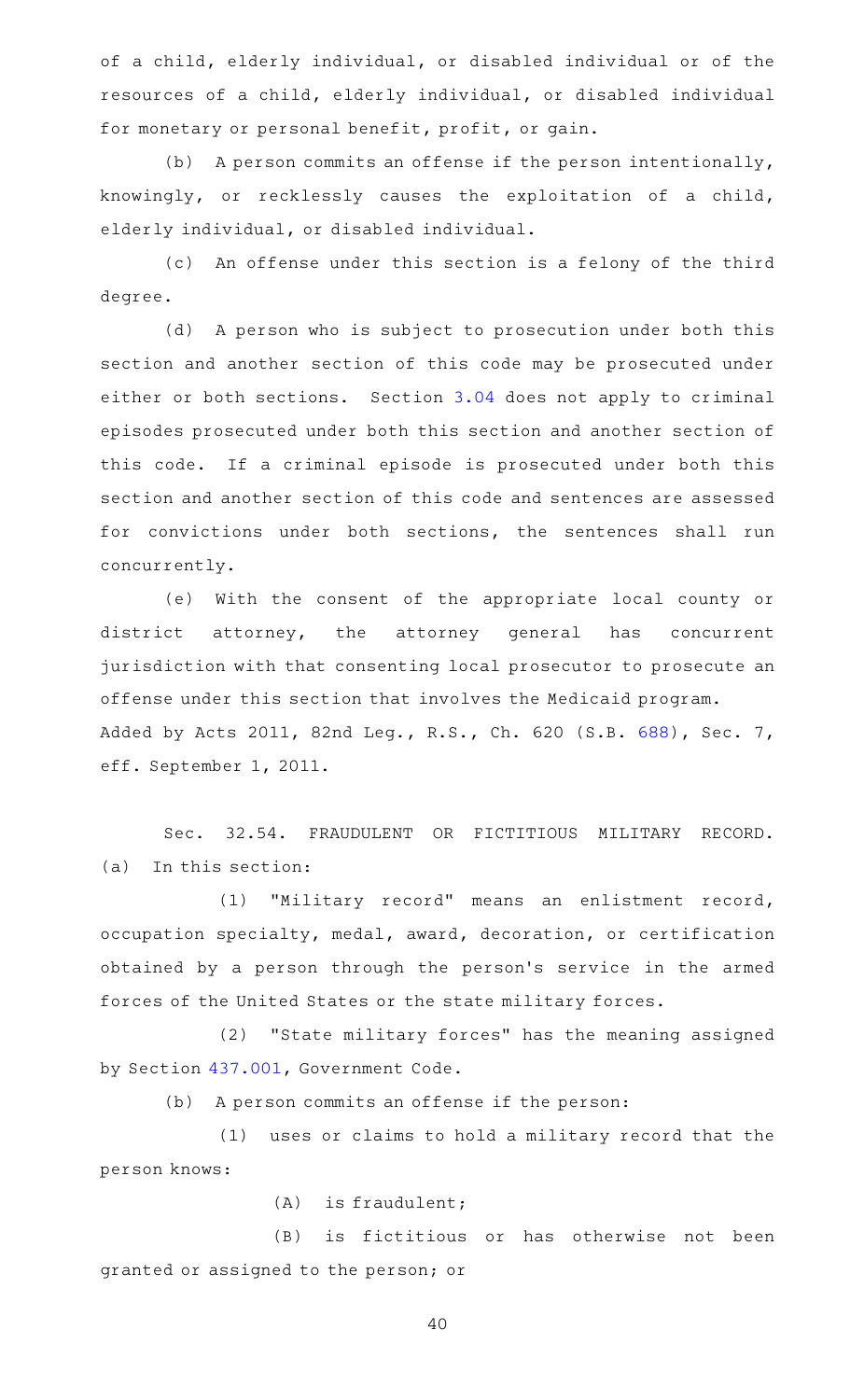of a child, elderly individual, or disabled individual or of the resources of a child, elderly individual, or disabled individual for monetary or personal benefit, profit, or gain.

(b) A person commits an offense if the person intentionally, knowingly, or recklessly causes the exploitation of a child, elderly individual, or disabled individual.

(c) An offense under this section is a felony of the third degree.

(d) A person who is subject to prosecution under both this section and another section of this code may be prosecuted under either or both sections. Section 3.04 does not apply to criminal episodes prosecuted under both this section and another section of this code. If a criminal episode is prosecuted under both this section and another section of this code and sentences are assessed for convictions under both sections, the sentences shall run concurrently.

(e) With the consent of the appropriate local county or district attorney, the attorney general has concurrent jurisdiction with that consenting local prosecutor to prosecute an offense under this section that involves the Medicaid program.

Added by Acts 2011, 82nd Leg., R.S., Ch. 620 (S.B. 688), Sec. 7, eff. September 1, 2011.

Sec. 32.54. FRAUDULENT OR FICTITIOUS MILITARY RECORD. (a) In this section:

(1) "Military record" means an enlistment record, occupation specialty, medal, award, decoration, or certification obtained by a person through the person's service in the armed forces of the United States or the state military forces.

(2) "State military forces" has the meaning assigned by Section 437.001, Government Code.

(b) A person commits an offense if the person:

(1) uses or claims to hold a military record that the person knows:

(A) is fraudulent;

(B) is fictitious or has otherwise not been granted or assigned to the person; or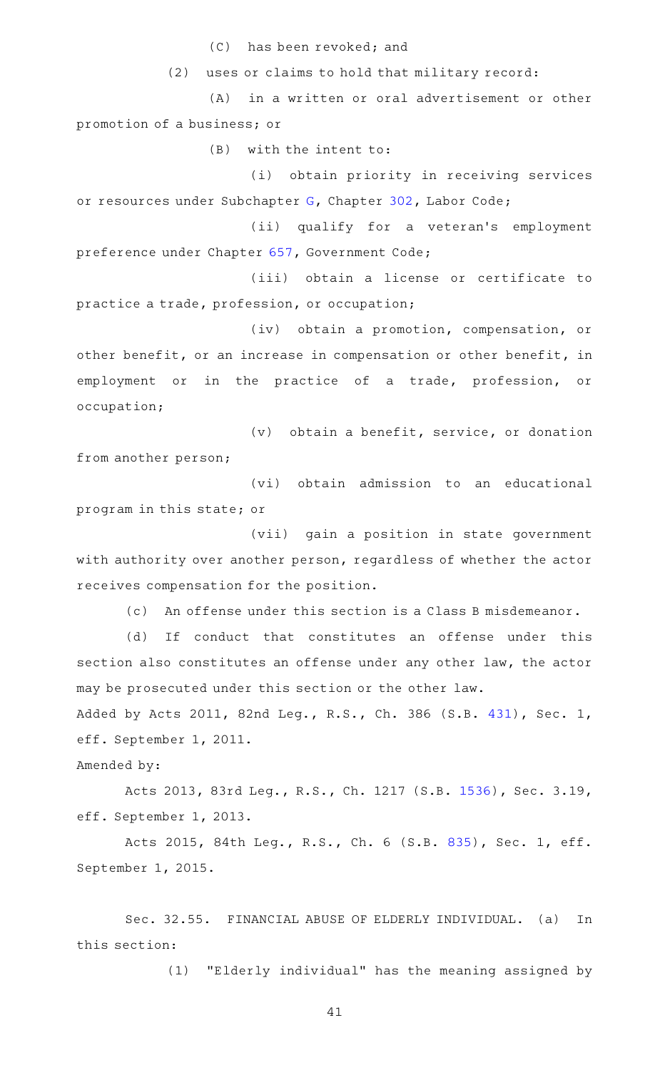(C) has been revoked; and

(2) uses or claims to hold that military record:

(A) in a written or oral advertisement or other promotion of a business; or

(B) with the intent to:

(i) obtain priority in receiving services or resources under Subchapter G, Chapter 302, Labor Code;

(ii) qualify for a veteran's employment preference under Chapter 657, Government Code;

(iii) obtain a license or certificate to practice a trade, profession, or occupation;

(iv) obtain a promotion, compensation, or other benefit, or an increase in compensation or other benefit, in employment or in the practice of a trade, profession, or occupation;

(v) obtain a benefit, service, or donation from another person;

(vi) obtain admission to an educational program in this state; or

(vii) gain a position in state government with authority over another person, regardless of whether the actor receives compensation for the position.

(c) An offense under this section is a Class B misdemeanor.

(d) If conduct that constitutes an offense under this section also constitutes an offense under any other law, the actor may be prosecuted under this section or the other law.

Added by Acts 2011, 82nd Leg., R.S., Ch. 386 (S.B. 431), Sec. 1, eff. September 1, 2011.

Amended by:

Acts 2013, 83rd Leg., R.S., Ch. 1217 (S.B. 1536), Sec. 3.19, eff. September 1, 2013.

Acts 2015, 84th Leg., R.S., Ch. 6 (S.B. 835), Sec. 1, eff. September 1, 2015.

Sec. 32.55. FINANCIAL ABUSE OF ELDERLY INDIVIDUAL. (a) In this section:

(1) "Elderly individual" has the meaning assigned by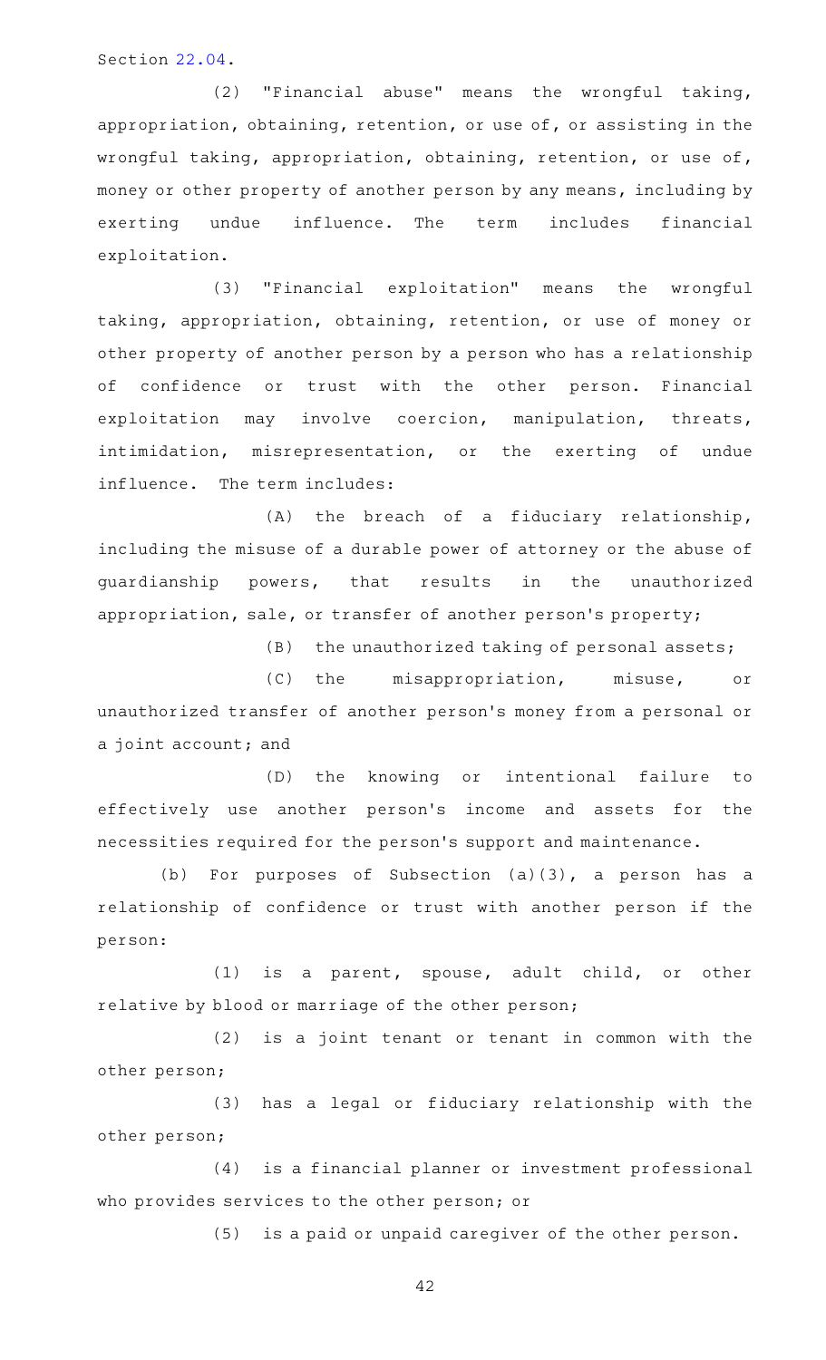Section 22.04.

(2) "Financial abuse" means the wrongful taking, appropriation, obtaining, retention, or use of, or assisting in the wrongful taking, appropriation, obtaining, retention, or use of, money or other property of another person by any means, including by exerting undue influence. The term includes financial exploitation.

(3) "Financial exploitation" means the wrongful taking, appropriation, obtaining, retention, or use of money or other property of another person by a person who has a relationship of confidence or trust with the other person. Financial exploitation may involve coercion, manipulation, threats, intimidation, misrepresentation, or the exerting of undue influence. The term includes:

(A) the breach of a fiduciary relationship, including the misuse of a durable power of attorney or the abuse of guardianship powers, that results in the unauthorized appropriation, sale, or transfer of another person's property;

(B) the unauthorized taking of personal assets;

(C) the misappropriation, misuse, or unauthorized transfer of another person's money from a personal or a joint account; and

(D) the knowing or intentional failure to effectively use another person's income and assets for the necessities required for the person's support and maintenance.

(b) For purposes of Subsection (a)(3), a person has a relationship of confidence or trust with another person if the person:

(1) is a parent, spouse, adult child, or other relative by blood or marriage of the other person;

(2) is a joint tenant or tenant in common with the other person;

(3) has a legal or fiduciary relationship with the other person;

(4) is a financial planner or investment professional who provides services to the other person; or

(5) is a paid or unpaid caregiver of the other person.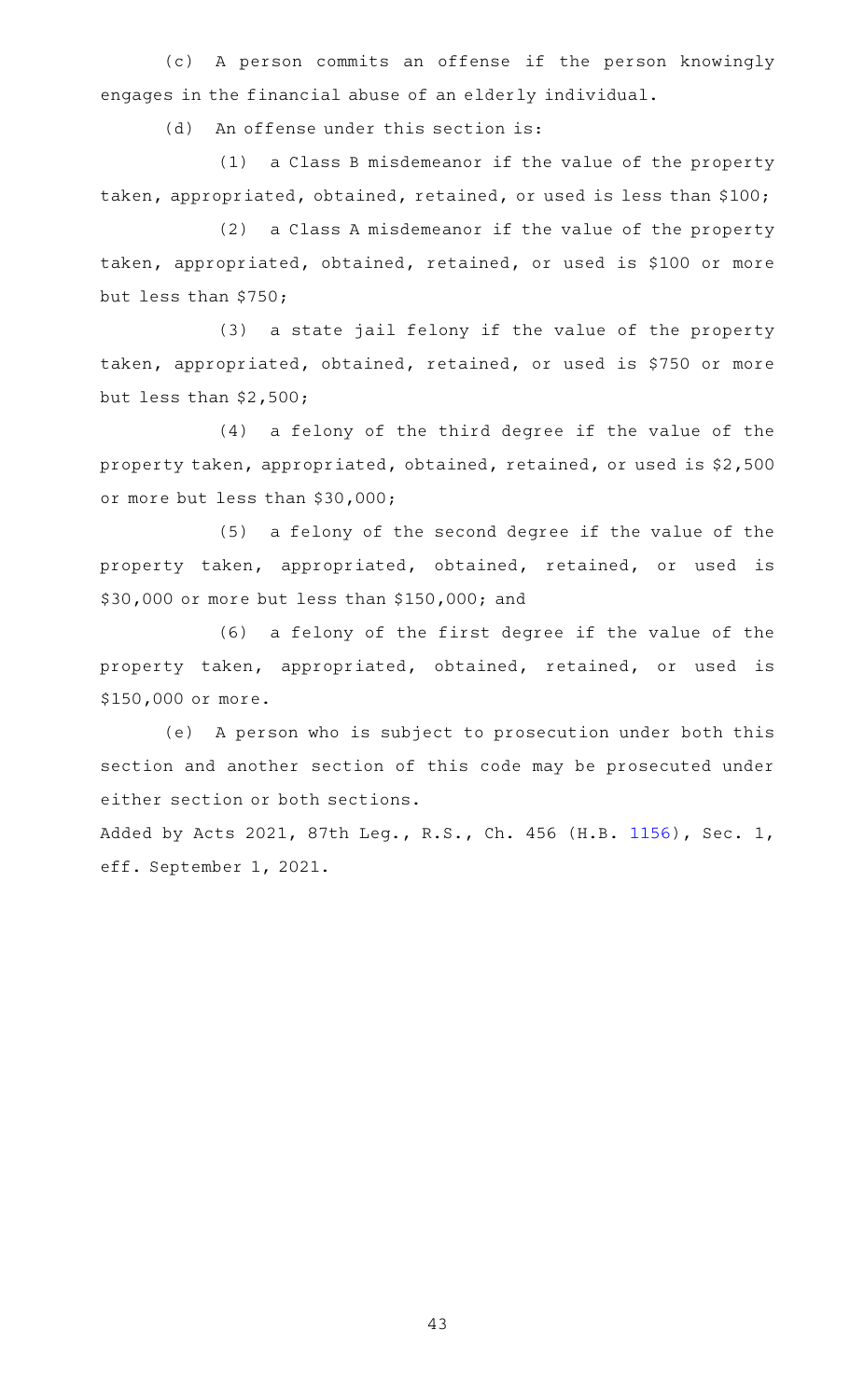(c) A person commits an offense if the person knowingly engages in the financial abuse of an elderly individual.

(d) An offense under this section is:

(1) a Class B misdemeanor if the value of the property taken, appropriated, obtained, retained, or used is less than $100;

(2) a Class A misdemeanor if the value of the property taken, appropriated, obtained, retained, or used is $100 or more but less than $750;

(3) a state jail felony if the value of the property taken, appropriated, obtained, retained, or used is $750 or more but less than $2,500;

(4) a felony of the third degree if the value of the property taken, appropriated, obtained, retained, or used is $2,500 or more but less than $30,000;

(5) a felony of the second degree if the value of the property taken, appropriated, obtained, retained, or used is $30,000 or more but less than $150,000; and

(6) a felony of the first degree if the value of the property taken, appropriated, obtained, retained, or used is $150,000 or more.

(e) A person who is subject to prosecution under both this section and another section of this code may be prosecuted under either section or both sections.

Added by Acts 2021, 87th Leg., R.S., Ch. 456 (H.B. 1156), Sec. 1, eff. September 1, 2021.